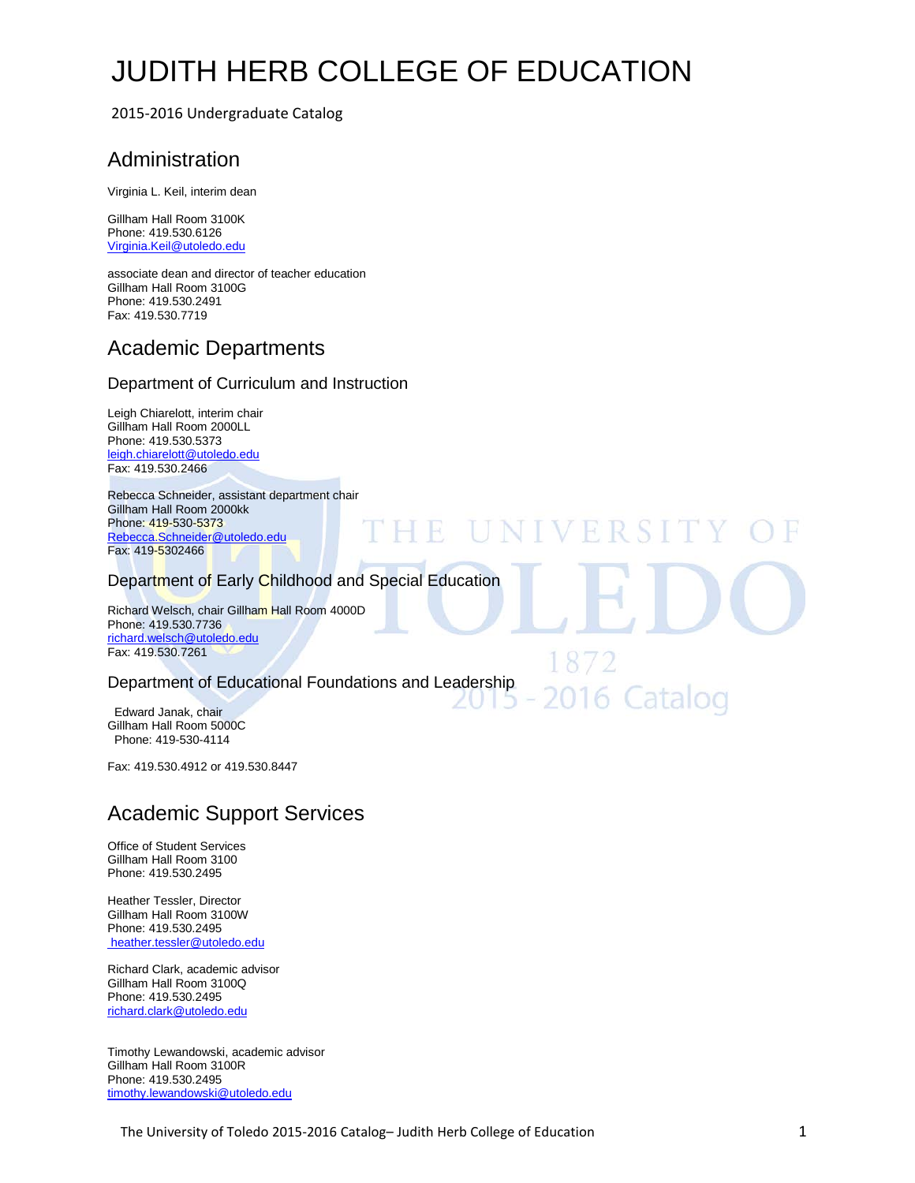# JUDITH HERB COLLEGE OF EDUCATION

2015-2016 Undergraduate Catalog

## Administration

Virginia L. Keil, interim dean

Gillham Hall Room 3100K
Phone: 419.530.6126
Virginia.Keil@utoledo.edu

associate dean and director of teacher education
Gillham Hall Room 3100G
Phone: 419.530.2491
Fax: 419.530.7719

## Academic Departments

### Department of Curriculum and Instruction

Leigh Chiarelott, interim chair
Gillham Hall Room 2000LL
Phone: 419.530.5373
leigh.chiarelott@utoledo.edu
Fax: 419.530.2466

Rebecca Schneider, assistant department chair
Gillham Hall Room 2000kk
Phone: 419-530-5373
Rebecca.Schneider@utoledo.edu
Fax: 419-5302466

### Department of Early Childhood and Special Education

Richard Welsch, chair Gillham Hall Room 4000D
Phone: 419.530.7736
richard.welsch@utoledo.edu
Fax: 419.530.7261

### Department of Educational Foundations and Leadership

Edward Janak, chair
Gillham Hall Room 5000C
Phone: 419-530-4114

Fax: 419.530.4912 or 419.530.8447

## Academic Support Services

Office of Student Services
Gillham Hall Room 3100
Phone: 419.530.2495

Heather Tessler, Director
Gillham Hall Room 3100W
Phone: 419.530.2495
heather.tessler@utoledo.edu

Richard Clark, academic advisor
Gillham Hall Room 3100Q
Phone: 419.530.2495
richard.clark@utoledo.edu

Timothy Lewandowski, academic advisor
Gillham Hall Room 3100R
Phone: 419.530.2495
timothy.lewandowski@utoledo.edu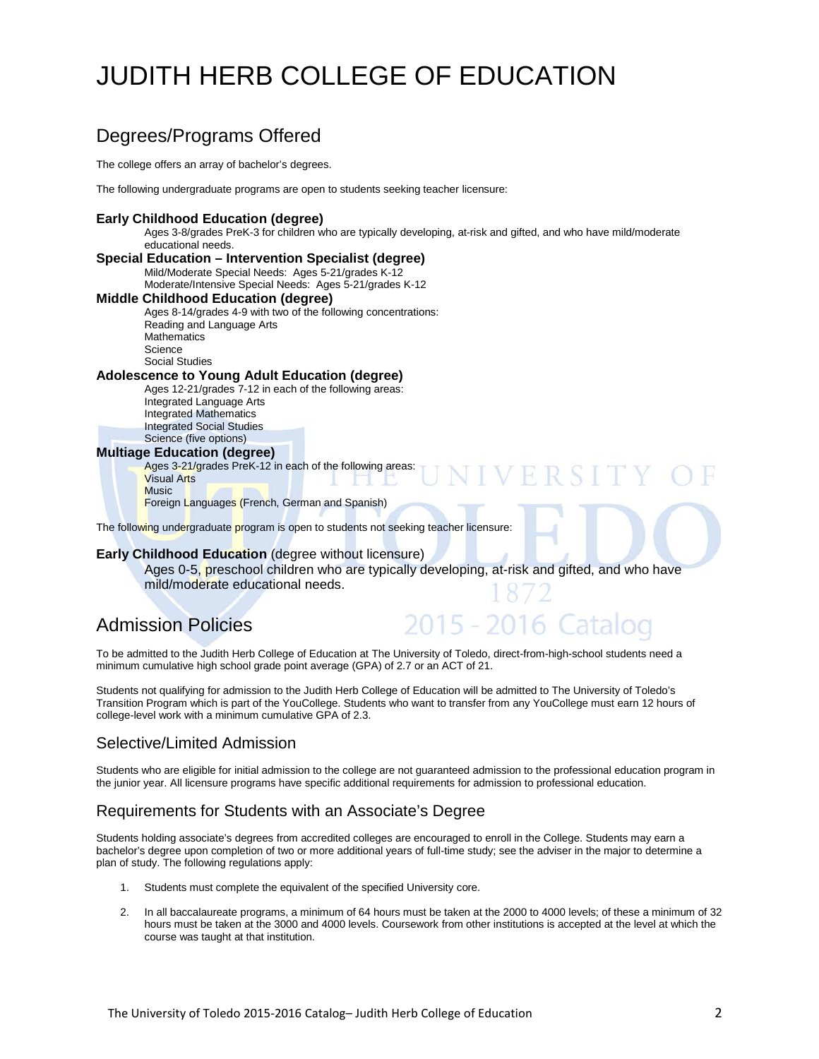# JUDITH HERB COLLEGE OF EDUCATION

## Degrees/Programs Offered

The college offers an array of bachelor's degrees.

The following undergraduate programs are open to students seeking teacher licensure:

**Early Childhood Education (degree)**
Ages 3-8/grades PreK-3 for children who are typically developing, at-risk and gifted, and who have mild/moderate educational needs.

**Special Education – Intervention Specialist (degree)**
Mild/Moderate Special Needs: Ages 5-21/grades K-12
Moderate/Intensive Special Needs: Ages 5-21/grades K-12

**Middle Childhood Education (degree)**
Ages 8-14/grades 4-9 with two of the following concentrations:
Reading and Language Arts
Mathematics
Science
Social Studies

**Adolescence to Young Adult Education (degree)**
Ages 12-21/grades 7-12 in each of the following areas:
Integrated Language Arts
Integrated Mathematics
Integrated Social Studies
Science (five options)

**Multiage Education (degree)**
Ages 3-21/grades PreK-12 in each of the following areas:
Visual Arts
Music
Foreign Languages (French, German and Spanish)

The following undergraduate program is open to students not seeking teacher licensure:

**Early Childhood Education** (degree without licensure)
Ages 0-5, preschool children who are typically developing, at-risk and gifted, and who have mild/moderate educational needs.

## Admission Policies

To be admitted to the Judith Herb College of Education at The University of Toledo, direct-from-high-school students need a minimum cumulative high school grade point average (GPA) of 2.7 or an ACT of 21.

Students not qualifying for admission to the Judith Herb College of Education will be admitted to The University of Toledo's Transition Program which is part of the YouCollege. Students who want to transfer from any YouCollege must earn 12 hours of college-level work with a minimum cumulative GPA of 2.3.

### Selective/Limited Admission

Students who are eligible for initial admission to the college are not guaranteed admission to the professional education program in the junior year. All licensure programs have specific additional requirements for admission to professional education.

### Requirements for Students with an Associate's Degree

Students holding associate's degrees from accredited colleges are encouraged to enroll in the College. Students may earn a bachelor's degree upon completion of two or more additional years of full-time study; see the adviser in the major to determine a plan of study. The following regulations apply:

1. Students must complete the equivalent of the specified University core.

2. In all baccalaureate programs, a minimum of 64 hours must be taken at the 2000 to 4000 levels; of these a minimum of 32 hours must be taken at the 3000 and 4000 levels. Coursework from other institutions is accepted at the level at which the course was taught at that institution.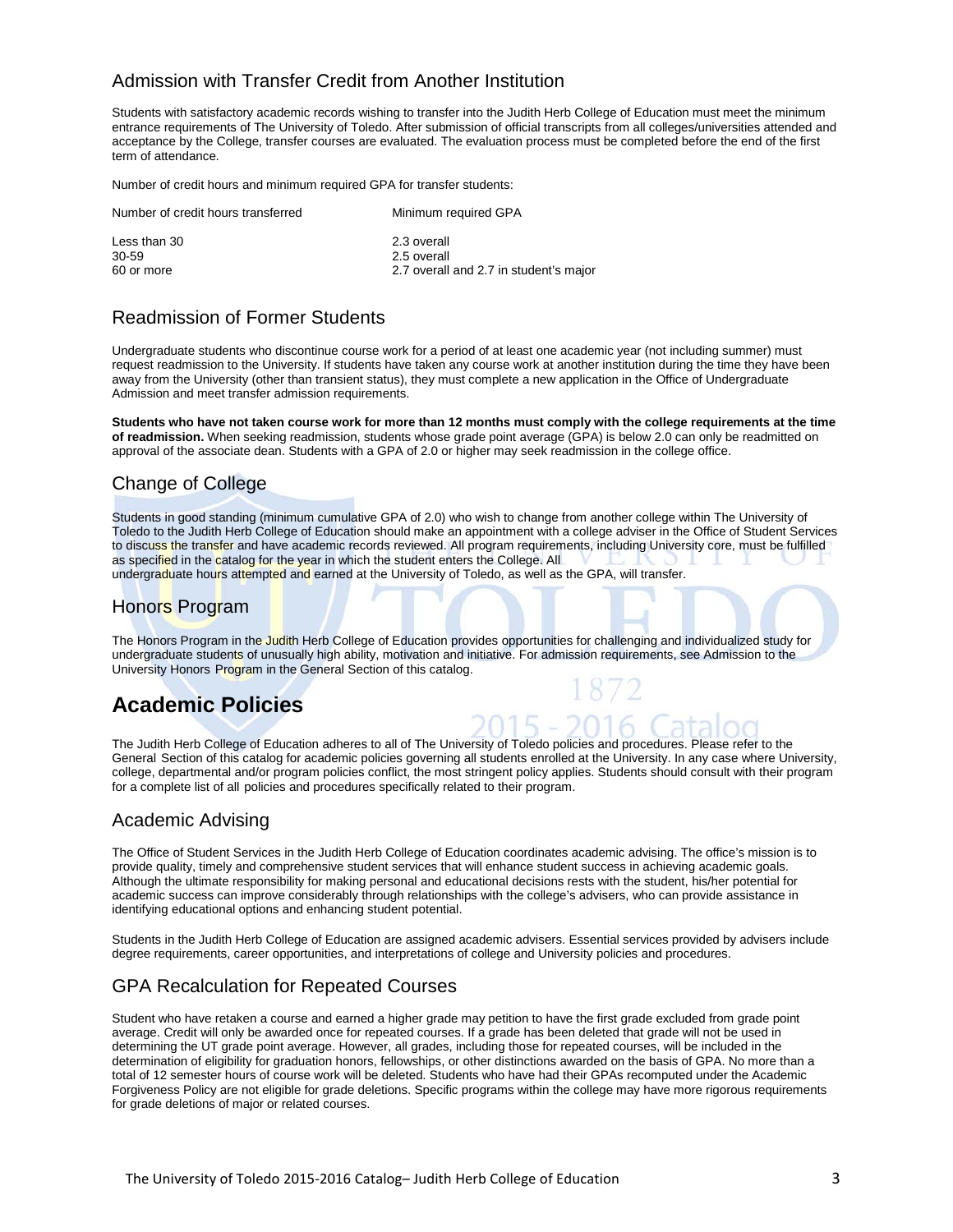## Admission with Transfer Credit from Another Institution

Students with satisfactory academic records wishing to transfer into the Judith Herb College of Education must meet the minimum entrance requirements of The University of Toledo. After submission of official transcripts from all colleges/universities attended and acceptance by the College, transfer courses are evaluated. The evaluation process must be completed before the end of the first term of attendance.

Number of credit hours and minimum required GPA for transfer students:

| Number of credit hours transferred | Minimum required GPA |
|---|---|
| Less than 30 | 2.3 overall |
| 30-59 | 2.5 overall |
| 60 or more | 2.7 overall and 2.7 in student's major |

## Readmission of Former Students

Undergraduate students who discontinue course work for a period of at least one academic year (not including summer) must request readmission to the University. If students have taken any course work at another institution during the time they have been away from the University (other than transient status), they must complete a new application in the Office of Undergraduate Admission and meet transfer admission requirements.

**Students who have not taken course work for more than 12 months must comply with the college requirements at the time of readmission.** When seeking readmission, students whose grade point average (GPA) is below 2.0 can only be readmitted on approval of the associate dean. Students with a GPA of 2.0 or higher may seek readmission in the college office.

## Change of College

Students in good standing (minimum cumulative GPA of 2.0) who wish to change from another college within The University of Toledo to the Judith Herb College of Education should make an appointment with a college adviser in the Office of Student Services to discuss the transfer and have academic records reviewed. All program requirements, including University core, must be fulfilled as specified in the catalog for the year in which the student enters the College. All undergraduate hours attempted and earned at the University of Toledo, as well as the GPA, will transfer.

## Honors Program

The Honors Program in the Judith Herb College of Education provides opportunities for challenging and individualized study for undergraduate students of unusually high ability, motivation and initiative. For admission requirements, see Admission to the University Honors Program in the General Section of this catalog.

# Academic Policies

The Judith Herb College of Education adheres to all of The University of Toledo policies and procedures. Please refer to the General Section of this catalog for academic policies governing all students enrolled at the University. In any case where University, college, departmental and/or program policies conflict, the most stringent policy applies. Students should consult with their program for a complete list of all policies and procedures specifically related to their program.

## Academic Advising

The Office of Student Services in the Judith Herb College of Education coordinates academic advising. The office's mission is to provide quality, timely and comprehensive student services that will enhance student success in achieving academic goals. Although the ultimate responsibility for making personal and educational decisions rests with the student, his/her potential for academic success can improve considerably through relationships with the college's advisers, who can provide assistance in identifying educational options and enhancing student potential.

Students in the Judith Herb College of Education are assigned academic advisers. Essential services provided by advisers include degree requirements, career opportunities, and interpretations of college and University policies and procedures.

## GPA Recalculation for Repeated Courses

Student who have retaken a course and earned a higher grade may petition to have the first grade excluded from grade point average. Credit will only be awarded once for repeated courses. If a grade has been deleted that grade will not be used in determining the UT grade point average. However, all grades, including those for repeated courses, will be included in the determination of eligibility for graduation honors, fellowships, or other distinctions awarded on the basis of GPA. No more than a total of 12 semester hours of course work will be deleted. Students who have had their GPAs recomputed under the Academic Forgiveness Policy are not eligible for grade deletions. Specific programs within the college may have more rigorous requirements for grade deletions of major or related courses.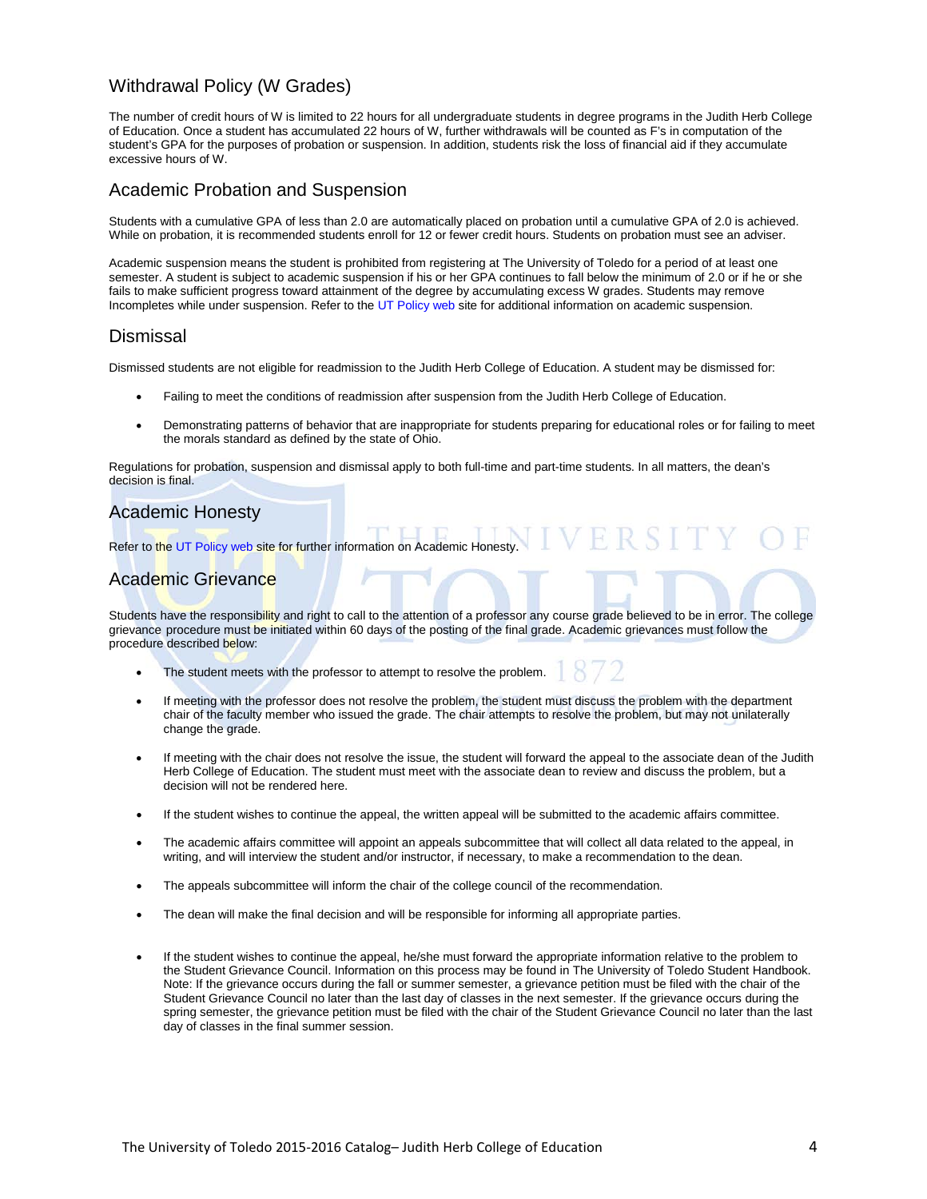## Withdrawal Policy (W Grades)

The number of credit hours of W is limited to 22 hours for all undergraduate students in degree programs in the Judith Herb College of Education. Once a student has accumulated 22 hours of W, further withdrawals will be counted as F's in computation of the student's GPA for the purposes of probation or suspension. In addition, students risk the loss of financial aid if they accumulate excessive hours of W.

## Academic Probation and Suspension

Students with a cumulative GPA of less than 2.0 are automatically placed on probation until a cumulative GPA of 2.0 is achieved. While on probation, it is recommended students enroll for 12 or fewer credit hours. Students on probation must see an adviser.

Academic suspension means the student is prohibited from registering at The University of Toledo for a period of at least one semester. A student is subject to academic suspension if his or her GPA continues to fall below the minimum of 2.0 or if he or she fails to make sufficient progress toward attainment of the degree by accumulating excess W grades. Students may remove Incompletes while under suspension. Refer to the UT Policy web site for additional information on academic suspension.

## Dismissal

Dismissed students are not eligible for readmission to the Judith Herb College of Education. A student may be dismissed for:

- Failing to meet the conditions of readmission after suspension from the Judith Herb College of Education.
- Demonstrating patterns of behavior that are inappropriate for students preparing for educational roles or for failing to meet the morals standard as defined by the state of Ohio.

Regulations for probation, suspension and dismissal apply to both full-time and part-time students. In all matters, the dean's decision is final.

## Academic Honesty

Refer to the UT Policy web site for further information on Academic Honesty.

## Academic Grievance

Students have the responsibility and right to call to the attention of a professor any course grade believed to be in error. The college grievance procedure must be initiated within 60 days of the posting of the final grade. Academic grievances must follow the procedure described below:

- The student meets with the professor to attempt to resolve the problem.
- If meeting with the professor does not resolve the problem, the student must discuss the problem with the department chair of the faculty member who issued the grade. The chair attempts to resolve the problem, but may not unilaterally change the grade.
- If meeting with the chair does not resolve the issue, the student will forward the appeal to the associate dean of the Judith Herb College of Education. The student must meet with the associate dean to review and discuss the problem, but a decision will not be rendered here.
- If the student wishes to continue the appeal, the written appeal will be submitted to the academic affairs committee.
- The academic affairs committee will appoint an appeals subcommittee that will collect all data related to the appeal, in writing, and will interview the student and/or instructor, if necessary, to make a recommendation to the dean.
- The appeals subcommittee will inform the chair of the college council of the recommendation.
- The dean will make the final decision and will be responsible for informing all appropriate parties.
- If the student wishes to continue the appeal, he/she must forward the appropriate information relative to the problem to the Student Grievance Council. Information on this process may be found in The University of Toledo Student Handbook. Note: If the grievance occurs during the fall or summer semester, a grievance petition must be filed with the chair of the Student Grievance Council no later than the last day of classes in the next semester. If the grievance occurs during the spring semester, the grievance petition must be filed with the chair of the Student Grievance Council no later than the last day of classes in the final summer session.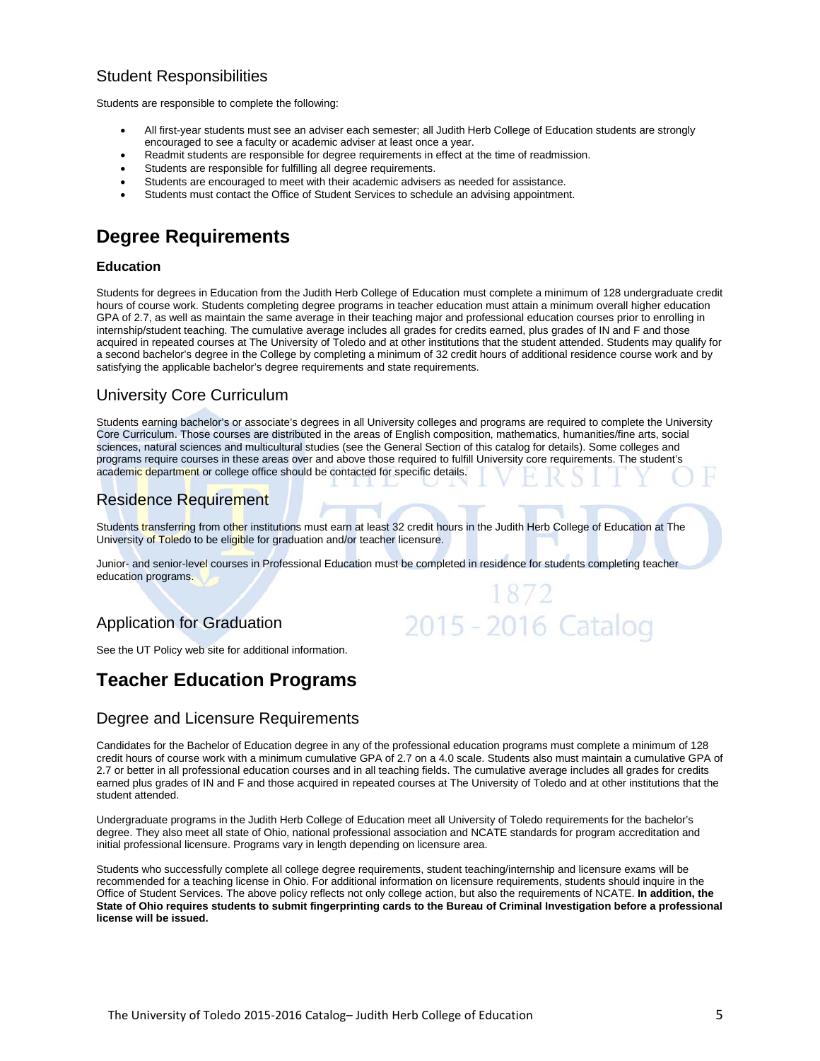## Student Responsibilities

Students are responsible to complete the following:

- All first-year students must see an adviser each semester; all Judith Herb College of Education students are strongly encouraged to see a faculty or academic adviser at least once a year.
- Readmit students are responsible for degree requirements in effect at the time of readmission.
- Students are responsible for fulfilling all degree requirements.
- Students are encouraged to meet with their academic advisers as needed for assistance.
- Students must contact the Office of Student Services to schedule an advising appointment.

# Degree Requirements

### Education

Students for degrees in Education from the Judith Herb College of Education must complete a minimum of 128 undergraduate credit hours of course work. Students completing degree programs in teacher education must attain a minimum overall higher education GPA of 2.7, as well as maintain the same average in their teaching major and professional education courses prior to enrolling in internship/student teaching. The cumulative average includes all grades for credits earned, plus grades of IN and F and those acquired in repeated courses at The University of Toledo and at other institutions that the student attended. Students may qualify for a second bachelor's degree in the College by completing a minimum of 32 credit hours of additional residence course work and by satisfying the applicable bachelor's degree requirements and state requirements.

## University Core Curriculum

Students earning bachelor's or associate's degrees in all University colleges and programs are required to complete the University Core Curriculum. Those courses are distributed in the areas of English composition, mathematics, humanities/fine arts, social sciences, natural sciences and multicultural studies (see the General Section of this catalog for details). Some colleges and programs require courses in these areas over and above those required to fulfill University core requirements. The student's academic department or college office should be contacted for specific details.

## Residence Requirement

Students transferring from other institutions must earn at least 32 credit hours in the Judith Herb College of Education at The University of Toledo to be eligible for graduation and/or teacher licensure.

Junior- and senior-level courses in Professional Education must be completed in residence for students completing teacher education programs.

## Application for Graduation

See the UT Policy web site for additional information.

# Teacher Education Programs

## Degree and Licensure Requirements

Candidates for the Bachelor of Education degree in any of the professional education programs must complete a minimum of 128 credit hours of course work with a minimum cumulative GPA of 2.7 on a 4.0 scale. Students also must maintain a cumulative GPA of 2.7 or better in all professional education courses and in all teaching fields. The cumulative average includes all grades for credits earned plus grades of IN and F and those acquired in repeated courses at The University of Toledo and at other institutions that the student attended.

Undergraduate programs in the Judith Herb College of Education meet all University of Toledo requirements for the bachelor's degree. They also meet all state of Ohio, national professional association and NCATE standards for program accreditation and initial professional licensure. Programs vary in length depending on licensure area.

Students who successfully complete all college degree requirements, student teaching/internship and licensure exams will be recommended for a teaching license in Ohio. For additional information on licensure requirements, students should inquire in the Office of Student Services. The above policy reflects not only college action, but also the requirements of NCATE. **In addition, the State of Ohio requires students to submit fingerprinting cards to the Bureau of Criminal Investigation before a professional license will be issued.**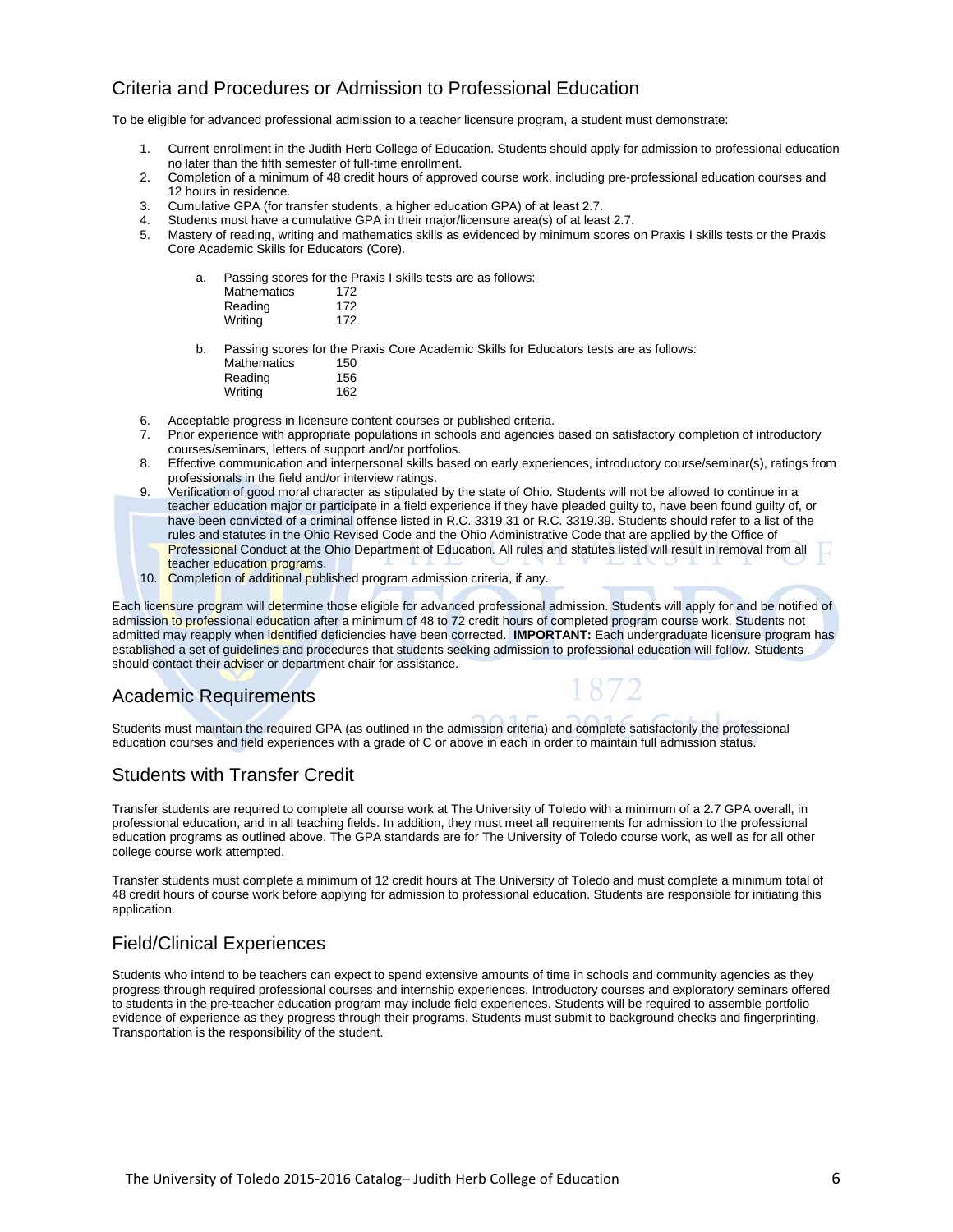## Criteria and Procedures or Admission to Professional Education

To be eligible for advanced professional admission to a teacher licensure program, a student must demonstrate:

1. Current enrollment in the Judith Herb College of Education. Students should apply for admission to professional education no later than the fifth semester of full-time enrollment.
2. Completion of a minimum of 48 credit hours of approved course work, including pre-professional education courses and 12 hours in residence.
3. Cumulative GPA (for transfer students, a higher education GPA) of at least 2.7.
4. Students must have a cumulative GPA in their major/licensure area(s) of at least 2.7.
5. Mastery of reading, writing and mathematics skills as evidenced by minimum scores on Praxis I skills tests or the Praxis Core Academic Skills for Educators (Core).

    a. Passing scores for the Praxis I skills tests are as follows:

    | | |
    |---|---|
    | Mathematics | 172 |
    | Reading | 172 |
    | Writing | 172 |

    b. Passing scores for the Praxis Core Academic Skills for Educators tests are as follows:

    | | |
    |---|---|
    | Mathematics | 150 |
    | Reading | 156 |
    | Writing | 162 |

6. Acceptable progress in licensure content courses or published criteria.
7. Prior experience with appropriate populations in schools and agencies based on satisfactory completion of introductory courses/seminars, letters of support and/or portfolios.
8. Effective communication and interpersonal skills based on early experiences, introductory course/seminar(s), ratings from professionals in the field and/or interview ratings.
9. Verification of good moral character as stipulated by the state of Ohio. Students will not be allowed to continue in a teacher education major or participate in a field experience if they have pleaded guilty to, have been found guilty of, or have been convicted of a criminal offense listed in R.C. 3319.31 or R.C. 3319.39. Students should refer to a list of the rules and statutes in the Ohio Revised Code and the Ohio Administrative Code that are applied by the Office of Professional Conduct at the Ohio Department of Education. All rules and statutes listed will result in removal from all teacher education programs.
10. Completion of additional published program admission criteria, if any.

Each licensure program will determine those eligible for advanced professional admission. Students will apply for and be notified of admission to professional education after a minimum of 48 to 72 credit hours of completed program course work. Students not admitted may reapply when identified deficiencies have been corrected. **IMPORTANT:** Each undergraduate licensure program has established a set of guidelines and procedures that students seeking admission to professional education will follow. Students should contact their adviser or department chair for assistance.

## Academic Requirements

Students must maintain the required GPA (as outlined in the admission criteria) and complete satisfactorily the professional education courses and field experiences with a grade of C or above in each in order to maintain full admission status.

## Students with Transfer Credit

Transfer students are required to complete all course work at The University of Toledo with a minimum of a 2.7 GPA overall, in professional education, and in all teaching fields. In addition, they must meet all requirements for admission to the professional education programs as outlined above. The GPA standards are for The University of Toledo course work, as well as for all other college course work attempted.

Transfer students must complete a minimum of 12 credit hours at The University of Toledo and must complete a minimum total of 48 credit hours of course work before applying for admission to professional education. Students are responsible for initiating this application.

## Field/Clinical Experiences

Students who intend to be teachers can expect to spend extensive amounts of time in schools and community agencies as they progress through required professional courses and internship experiences. Introductory courses and exploratory seminars offered to students in the pre-teacher education program may include field experiences. Students will be required to assemble portfolio evidence of experience as they progress through their programs. Students must submit to background checks and fingerprinting. Transportation is the responsibility of the student.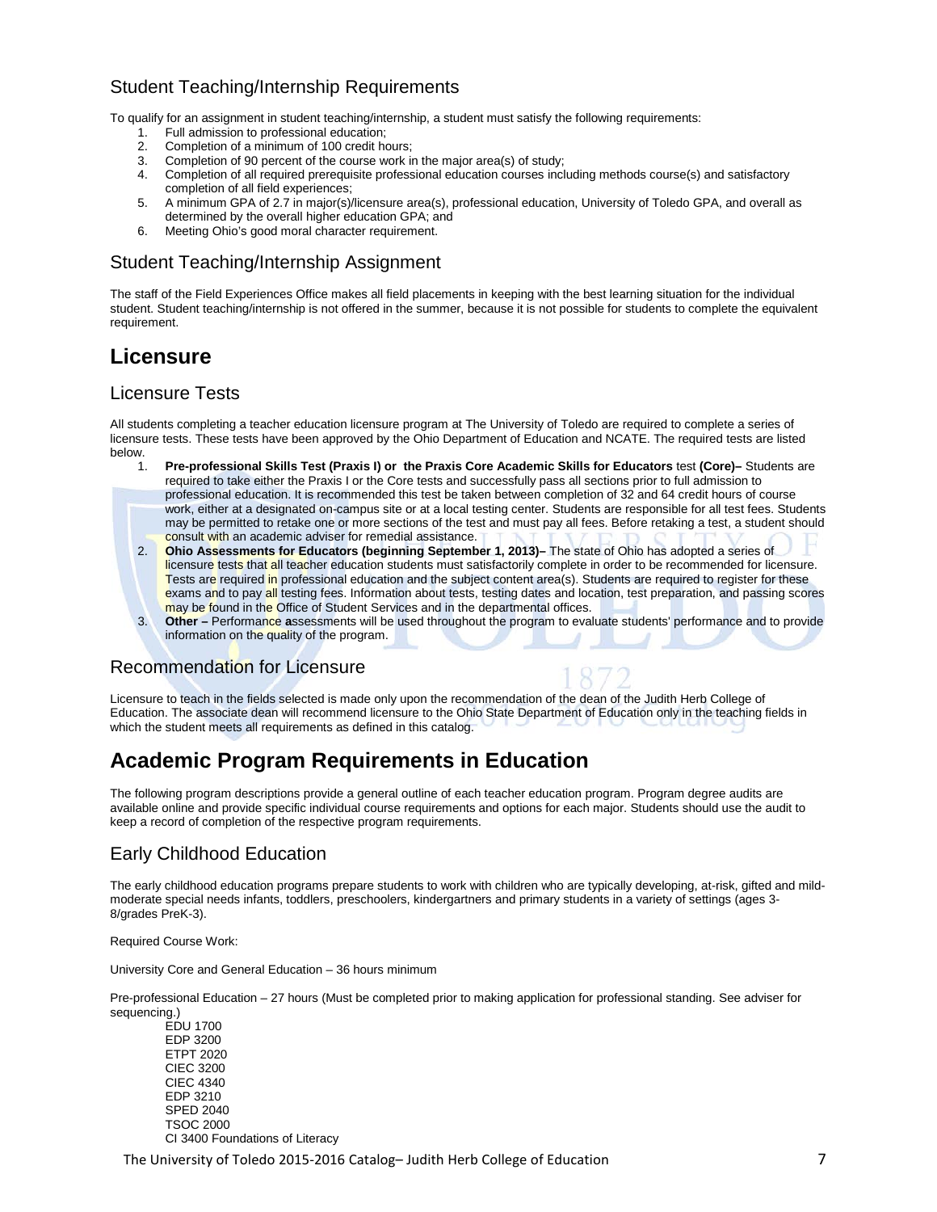## Student Teaching/Internship Requirements

To qualify for an assignment in student teaching/internship, a student must satisfy the following requirements:

1. Full admission to professional education;
2. Completion of a minimum of 100 credit hours;
3. Completion of 90 percent of the course work in the major area(s) of study;
4. Completion of all required prerequisite professional education courses including methods course(s) and satisfactory completion of all field experiences;
5. A minimum GPA of 2.7 in major(s)/licensure area(s), professional education, University of Toledo GPA, and overall as determined by the overall higher education GPA; and
6. Meeting Ohio's good moral character requirement.

## Student Teaching/Internship Assignment

The staff of the Field Experiences Office makes all field placements in keeping with the best learning situation for the individual student. Student teaching/internship is not offered in the summer, because it is not possible for students to complete the equivalent requirement.

# Licensure

## Licensure Tests

All students completing a teacher education licensure program at The University of Toledo are required to complete a series of licensure tests. These tests have been approved by the Ohio Department of Education and NCATE. The required tests are listed below.

1. **Pre-professional Skills Test (Praxis I) or the Praxis Core Academic Skills for Educators** test **(Core)–** Students are required to take either the Praxis I or the Core tests and successfully pass all sections prior to full admission to professional education. It is recommended this test be taken between completion of 32 and 64 credit hours of course work, either at a designated on-campus site or at a local testing center. Students are responsible for all test fees. Students may be permitted to retake one or more sections of the test and must pay all fees. Before retaking a test, a student should consult with an academic adviser for remedial assistance.
2. **Ohio Assessments for Educators (beginning September 1, 2013)–** The state of Ohio has adopted a series of licensure tests that all teacher education students must satisfactorily complete in order to be recommended for licensure. Tests are required in professional education and the subject content area(s). Students are required to register for these exams and to pay all testing fees. Information about tests, testing dates and location, test preparation, and passing scores may be found in the Office of Student Services and in the departmental offices.
3. **Other –** Performance assessments will be used throughout the program to evaluate students' performance and to provide information on the quality of the program.

## Recommendation for Licensure

Licensure to teach in the fields selected is made only upon the recommendation of the dean of the Judith Herb College of Education. The associate dean will recommend licensure to the Ohio State Department of Education only in the teaching fields in which the student meets all requirements as defined in this catalog.

# Academic Program Requirements in Education

The following program descriptions provide a general outline of each teacher education program. Program degree audits are available online and provide specific individual course requirements and options for each major. Students should use the audit to keep a record of completion of the respective program requirements.

## Early Childhood Education

The early childhood education programs prepare students to work with children who are typically developing, at-risk, gifted and mild-moderate special needs infants, toddlers, preschoolers, kindergartners and primary students in a variety of settings (ages 3-8/grades PreK-3).

Required Course Work:

University Core and General Education – 36 hours minimum

Pre-professional Education – 27 hours (Must be completed prior to making application for professional standing. See adviser for sequencing.)

- EDU 1700
- EDP 3200
- ETPT 2020
- CIEC 3200
- CIEC 4340
- EDP 3210
- SPED 2040
- TSOC 2000
- CI 3400 Foundations of Literacy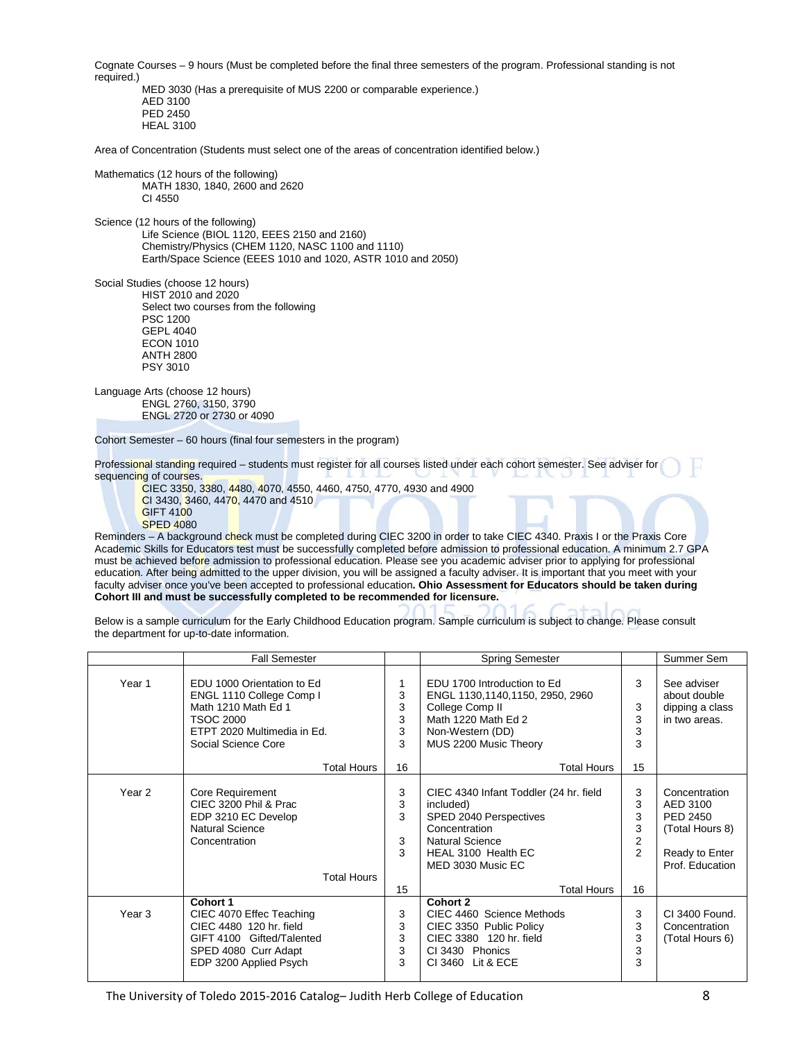Cognate Courses – 9 hours (Must be completed before the final three semesters of the program. Professional standing is not required.)

- MED 3030 (Has a prerequisite of MUS 2200 or comparable experience.)
- AED 3100
- PED 2450
- HEAL 3100

Area of Concentration (Students must select one of the areas of concentration identified below.)

Mathematics (12 hours of the following)

- MATH 1830, 1840, 2600 and 2620
- CI 4550

Science (12 hours of the following)

- Life Science (BIOL 1120, EEES 2150 and 2160)
- Chemistry/Physics (CHEM 1120, NASC 1100 and 1110)
- Earth/Space Science (EEES 1010 and 1020, ASTR 1010 and 2050)

Social Studies (choose 12 hours)

- HIST 2010 and 2020
- Select two courses from the following
- PSC 1200
- GEPL 4040
- ECON 1010
- ANTH 2800
- PSY 3010

Language Arts (choose 12 hours)

- ENGL 2760, 3150, 3790
- ENGL 2720 or 2730 or 4090

Cohort Semester – 60 hours (final four semesters in the program)

Professional standing required – students must register for all courses listed under each cohort semester. See adviser for sequencing of courses.

- CIEC 3350, 3380, 4480, 4070, 4550, 4460, 4750, 4770, 4930 and 4900
- CI 3430, 3460, 4470, 4470 and 4510
- GIFT 4100
- SPED 4080

Reminders – A background check must be completed during CIEC 3200 in order to take CIEC 4340. Praxis I or the Praxis Core Academic Skills for Educators test must be successfully completed before admission to professional education. A minimum 2.7 GPA must be achieved before admission to professional education. Please see you academic adviser prior to applying for professional education. After being admitted to the upper division, you will be assigned a faculty adviser. It is important that you meet with your faculty adviser once you've been accepted to professional education. **Ohio Assessment for Educators should be taken during Cohort III and must be successfully completed to be recommended for licensure.**

Below is a sample curriculum for the Early Childhood Education program. Sample curriculum is subject to change. Please consult the department for up-to-date information.

| | Fall Semester | | Spring Semester | | Summer Sem |
|---|---|---|---|---|---|
| Year 1 | EDU 1000 Orientation to Ed<br>ENGL 1110 College Comp I<br>Math 1210 Math Ed 1<br>TSOC 2000<br>ETPT 2020 Multimedia in Ed.<br>Social Science Core | 1<br>3<br>3<br>3<br>3<br>3 | EDU 1700 Introduction to Ed<br>ENGL 1130,1140,1150, 2950, 2960 College Comp II<br>Math 1220 Math Ed 2<br>Non-Western (DD)<br>MUS 2200 Music Theory | 3<br>3<br>3<br>3<br>3 | See adviser about double dipping a class in two areas. |
| | Total Hours | 16 | Total Hours | 15 | |
| Year 2 | Core Requirement<br>CIEC 3200 Phil & Prac<br>EDP 3210 EC Develop<br>Natural Science<br>Concentration | 3<br>3<br>3<br>3<br>3 | CIEC 4340 Infant Toddler (24 hr. field included)<br>SPED 2040 Perspectives<br>Concentration<br>Natural Science<br>HEAL 3100 Health EC<br>MED 3030 Music EC | 3<br>3<br>3<br>3<br>2<br>2 | Concentration<br>AED 3100<br>PED 2450<br>(Total Hours 8)<br><br>Ready to Enter Prof. Education |
| | Total Hours | 15 | Total Hours | 16 | |
| Year 3 | **Cohort 1**<br>CIEC 4070 Effec Teaching<br>CIEC 4480 120 hr. field<br>GIFT 4100 Gifted/Talented<br>SPED 4080 Curr Adapt<br>EDP 3200 Applied Psych | 3<br>3<br>3<br>3<br>3 | **Cohort 2**<br>CIEC 4460 Science Methods<br>CIEC 3350 Public Policy<br>CIEC 3380 120 hr. field<br>CI 3430 Phonics<br>CI 3460 Lit & ECE | 3<br>3<br>3<br>3<br>3 | CI 3400 Found.<br>Concentration<br>(Total Hours 6) |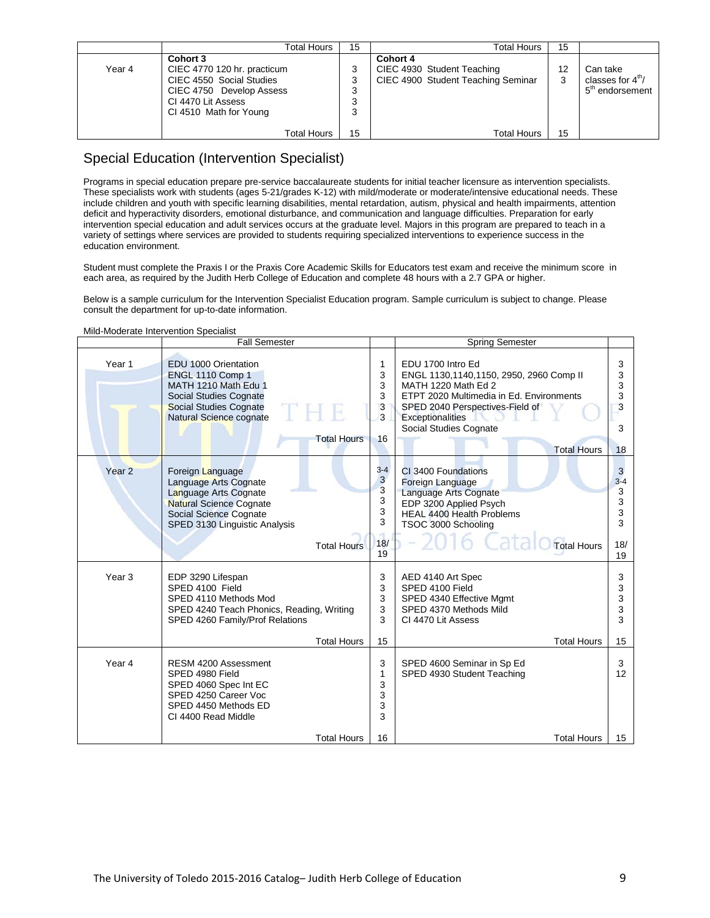|  | Total Hours | 15 | Total Hours | 15 |  |
|---|---|---|---|---|---|
| Year 4 | **Cohort 3**<br>CIEC 4770 120 hr. practicum<br>CIEC 4550 Social Studies<br>CIEC 4750 Develop Assess<br>CI 4470 Lit Assess<br>CI 4510 Math for Young | <br>3<br>3<br>3<br>3<br>3 | **Cohort 4**<br>CIEC 4930 Student Teaching<br>CIEC 4900 Student Teaching Seminar | <br>12<br>3 | Can take classes for 4th/ 5th endorsement |
|  | Total Hours | 15 | Total Hours | 15 |  |

## Special Education (Intervention Specialist)

Programs in special education prepare pre-service baccalaureate students for initial teacher licensure as intervention specialists. These specialists work with students (ages 5-21/grades K-12) with mild/moderate or moderate/intensive educational needs. These include children and youth with specific learning disabilities, mental retardation, autism, physical and health impairments, attention deficit and hyperactivity disorders, emotional disturbance, and communication and language difficulties. Preparation for early intervention special education and adult services occurs at the graduate level. Majors in this program are prepared to teach in a variety of settings where services are provided to students requiring specialized interventions to experience success in the education environment.

Student must complete the Praxis I or the Praxis Core Academic Skills for Educators test exam and receive the minimum score in each area, as required by the Judith Herb College of Education and complete 48 hours with a 2.7 GPA or higher.

Below is a sample curriculum for the Intervention Specialist Education program. Sample curriculum is subject to change. Please consult the department for up-to-date information.

Mild-Moderate Intervention Specialist

|  | Fall Semester |  | Spring Semester |  |
|---|---|---|---|---|
| Year 1 | EDU 1000 Orientation<br>ENGL 1110 Comp 1<br>MATH 1210 Math Edu 1<br>Social Studies Cognate<br>Social Studies Cognate<br>Natural Science cognate | 1<br>3<br>3<br>3<br>3<br>3 | EDU 1700 Intro Ed<br>ENGL 1130,1140,1150, 2950, 2960 Comp II<br>MATH 1220 Math Ed 2<br>ETPT 2020 Multimedia in Ed. Environments<br>SPED 2040 Perspectives-Field of Exceptionalities<br>Social Studies Cognate | 3<br>3<br>3<br>3<br>3<br><br>3 |
|  | Total Hours | 16 | Total Hours | 18 |
| Year 2 | Foreign Language<br>Language Arts Cognate<br>Language Arts Cognate<br>Natural Science Cognate<br>Social Science Cognate<br>SPED 3130 Linguistic Analysis | 3-4<br>3<br>3<br>3<br>3<br>3 | CI 3400 Foundations<br>Foreign Language<br>Language Arts Cognate<br>EDP 3200 Applied Psych<br>HEAL 4400 Health Problems<br>TSOC 3000 Schooling | 3<br>3-4<br>3<br>3<br>3<br>3 |
|  | Total Hours | 18/ 19 | Total Hours | 18/ 19 |
| Year 3 | EDP 3290 Lifespan<br>SPED 4100 Field<br>SPED 4110 Methods Mod<br>SPED 4240 Teach Phonics, Reading, Writing<br>SPED 4260 Family/Prof Relations | 3<br>3<br>3<br>3<br>3 | AED 4140 Art Spec<br>SPED 4100 Field<br>SPED 4340 Effective Mgmt<br>SPED 4370 Methods Mild<br>CI 4470 Lit Assess | 3<br>3<br>3<br>3<br>3 |
|  | Total Hours | 15 | Total Hours | 15 |
| Year 4 | RESM 4200 Assessment<br>SPED 4980 Field<br>SPED 4060 Spec Int EC<br>SPED 4250 Career Voc<br>SPED 4450 Methods ED<br>CI 4400 Read Middle | 3<br>1<br>3<br>3<br>3<br>3 | SPED 4600 Seminar in Sp Ed<br>SPED 4930 Student Teaching | 3<br>12 |
|  | Total Hours | 16 | Total Hours | 15 |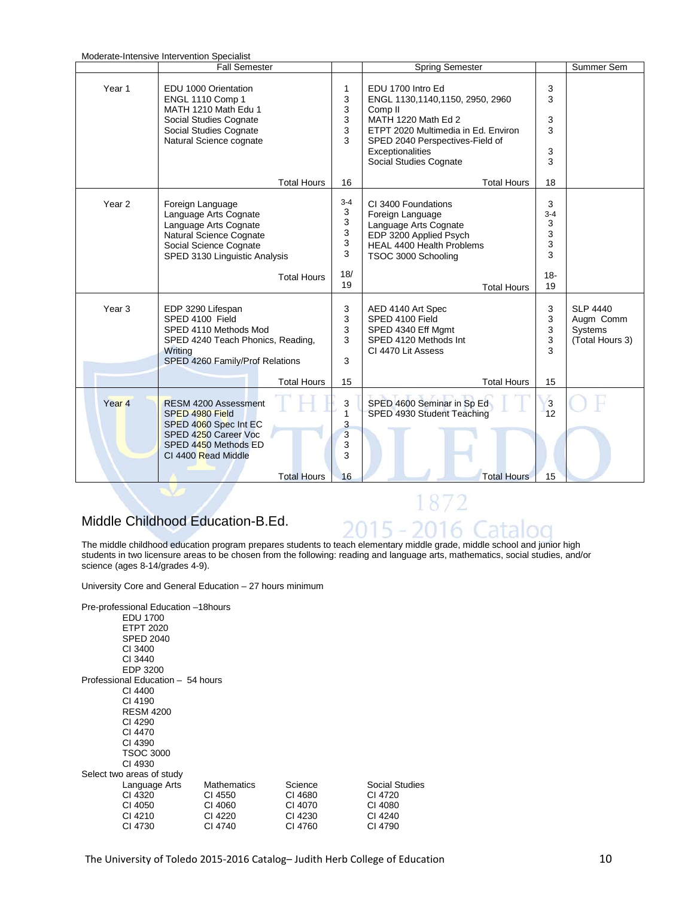Moderate-Intensive Intervention Specialist

| | Fall Semester | | Spring Semester | | Summer Sem |
|---|---|---|---|---|---|
| Year 1 | EDU 1000 Orientation<br>ENGL 1110 Comp 1<br>MATH 1210 Math Edu 1<br>Social Studies Cognate<br>Social Studies Cognate<br>Natural Science cognate | 1<br>3<br>3<br>3<br>3<br>3 | EDU 1700 Intro Ed<br>ENGL 1130,1140,1150, 2950, 2960 Comp II<br>MATH 1220 Math Ed 2<br>ETPT 2020 Multimedia in Ed. Environ<br>SPED 2040 Perspectives-Field of Exceptionalities<br>Social Studies Cognate | 3<br>3<br>3<br>3<br>3<br>3 | |
| | Total Hours | 16 | Total Hours | 18 | |
| Year 2 | Foreign Language<br>Language Arts Cognate<br>Language Arts Cognate<br>Natural Science Cognate<br>Social Science Cognate<br>SPED 3130 Linguistic Analysis | 3-4<br>3<br>3<br>3<br>3<br>3 | CI 3400 Foundations<br>Foreign Language<br>Language Arts Cognate<br>EDP 3200 Applied Psych<br>HEAL 4400 Health Problems<br>TSOC 3000 Schooling | 3<br>3-4<br>3<br>3<br>3<br>3 | |
| | Total Hours | 18/ 19 | Total Hours | 18- 19 | |
| Year 3 | EDP 3290 Lifespan<br>SPED 4100 Field<br>SPED 4110 Methods Mod<br>SPED 4240 Teach Phonics, Reading, Writing<br>SPED 4260 Family/Prof Relations | 3<br>3<br>3<br>3<br>3 | AED 4140 Art Spec<br>SPED 4100 Field<br>SPED 4340 Eff Mgmt<br>SPED 4120 Methods Int<br>CI 4470 Lit Assess | 3<br>3<br>3<br>3<br>3 | SLP 4440 Augm Comm Systems (Total Hours 3) |
| | Total Hours | 15 | Total Hours | 15 | |
| Year 4 | RESM 4200 Assessment<br>SPED 4980 Field<br>SPED 4060 Spec Int EC<br>SPED 4250 Career Voc<br>SPED 4450 Methods ED<br>CI 4400 Read Middle | 3<br>1<br>3<br>3<br>3<br>3 | SPED 4600 Seminar in Sp Ed<br>SPED 4930 Student Teaching | 3<br>12 | |
| | Total Hours | 16 | Total Hours | 15 | |

## Middle Childhood Education-B.Ed.

The middle childhood education program prepares students to teach elementary middle grade, middle school and junior high students in two licensure areas to be chosen from the following: reading and language arts, mathematics, social studies, and/or science (ages 8-14/grades 4-9).

University Core and General Education – 27 hours minimum

Pre-professional Education –18hours
- EDU 1700
- ETPT 2020
- SPED 2040
- CI 3400
- CI 3440
- EDP 3200

Professional Education – 54 hours
- CI 4400
- CI 4190
- RESM 4200
- CI 4290
- CI 4470
- CI 4390
- TSOC 3000
- CI 4930

Select two areas of study

| Language Arts | Mathematics | Science | Social Studies |
|---|---|---|---|
| CI 4320 | CI 4550 | CI 4680 | CI 4720 |
| CI 4050 | CI 4060 | CI 4070 | CI 4080 |
| CI 4210 | CI 4220 | CI 4230 | CI 4240 |
| CI 4730 | CI 4740 | CI 4760 | CI 4790 |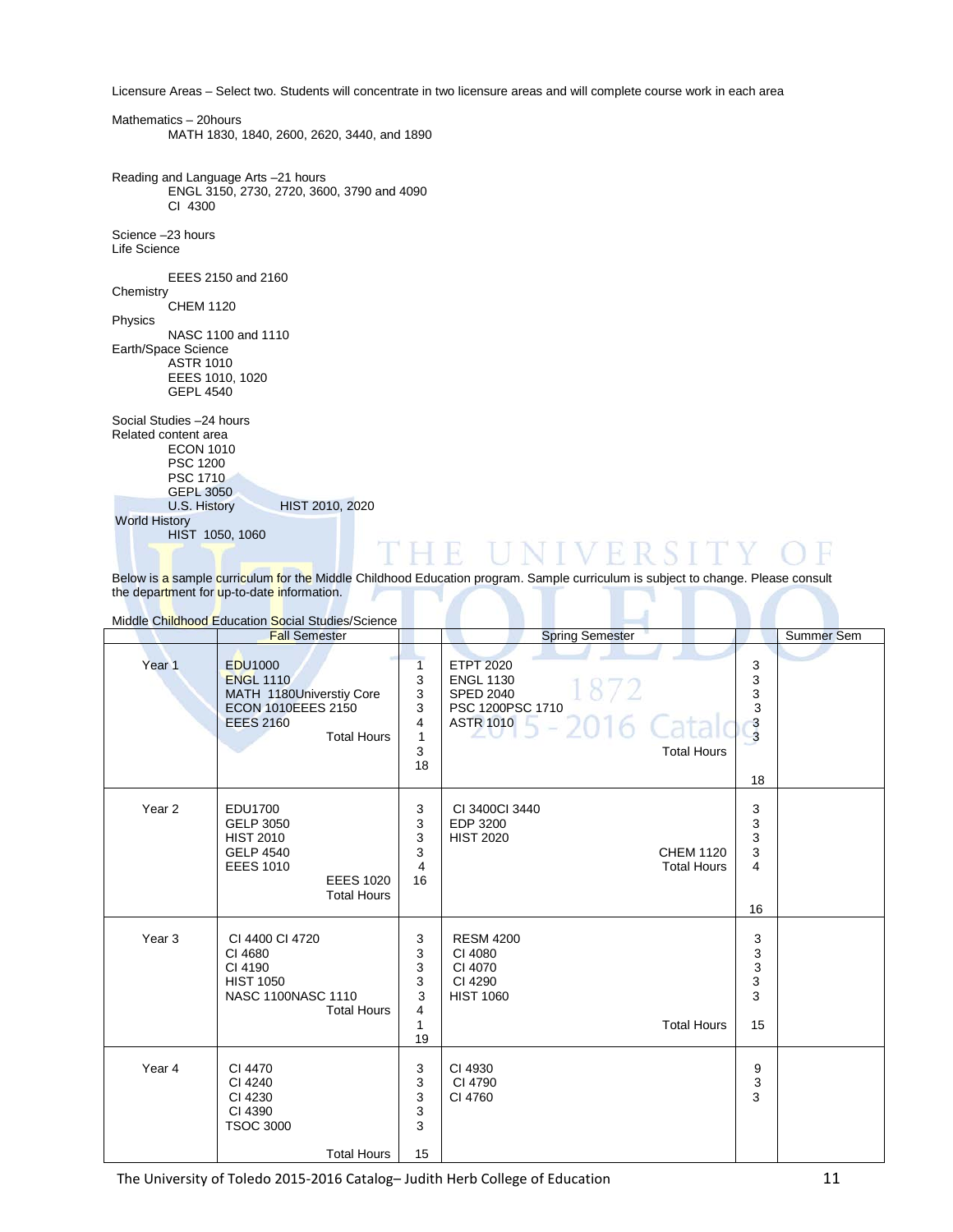Licensure Areas – Select two. Students will concentrate in two licensure areas and will complete course work in each area

Mathematics – 20hours
MATH 1830, 1840, 2600, 2620, 3440, and 1890

Reading and Language Arts –21 hours
ENGL 3150, 2730, 2720, 3600, 3790 and 4090
CI 4300

Science –23 hours
Life Science

EEES 2150 and 2160

Chemistry
CHEM 1120

Physics
NASC 1100 and 1110

Earth/Space Science
ASTR 1010
EEES 1010, 1020
GEPL 4540

Social Studies –24 hours
Related content area
ECON 1010
PSC 1200
PSC 1710
GEPL 3050
U.S. History HIST 2010, 2020

World History
HIST 1050, 1060

Below is a sample curriculum for the Middle Childhood Education program. Sample curriculum is subject to change. Please consult the department for up-to-date information.

Middle Childhood Education Social Studies/Science

| | Fall Semester | | Spring Semester | | Summer Sem |
|---|---|---|---|---|---|
| Year 1 | EDU1000<br>ENGL 1110<br>MATH 1180Universtiy Core<br>ECON 1010EEES 2150<br>EEES 2160<br>Total Hours | 1<br>3<br>3<br>3<br>4<br>1<br>3<br>18 | ETPT 2020<br>ENGL 1130<br>SPED 2040<br>PSC 1200PSC 1710<br>ASTR 1010<br>Total Hours | 3<br>3<br>3<br>3<br>3<br>3<br>18 | |
| Year 2 | EDU1700<br>GELP 3050<br>HIST 2010<br>GELP 4540<br>EEES 1010<br>EEES 1020<br>Total Hours | 3<br>3<br>3<br>3<br>4<br>16 | CI 3400CI 3440<br>EDP 3200<br>HIST 2020<br>CHEM 1120<br>Total Hours | 3<br>3<br>3<br>3<br>4<br>16 | |
| Year 3 | CI 4400 CI 4720<br>CI 4680<br>CI 4190<br>HIST 1050<br>NASC 1100NASC 1110<br>Total Hours | 3<br>3<br>3<br>3<br>3<br>4<br>1<br>19 | RESM 4200<br>CI 4080<br>CI 4070<br>CI 4290<br>HIST 1060<br>Total Hours | 3<br>3<br>3<br>3<br>3<br>15 | |
| Year 4 | CI 4470<br>CI 4240<br>CI 4230<br>CI 4390<br>TSOC 3000<br>Total Hours | 3<br>3<br>3<br>3<br>3<br>15 | CI 4930<br>CI 4790<br>CI 4760 | 9<br>3<br>3 | |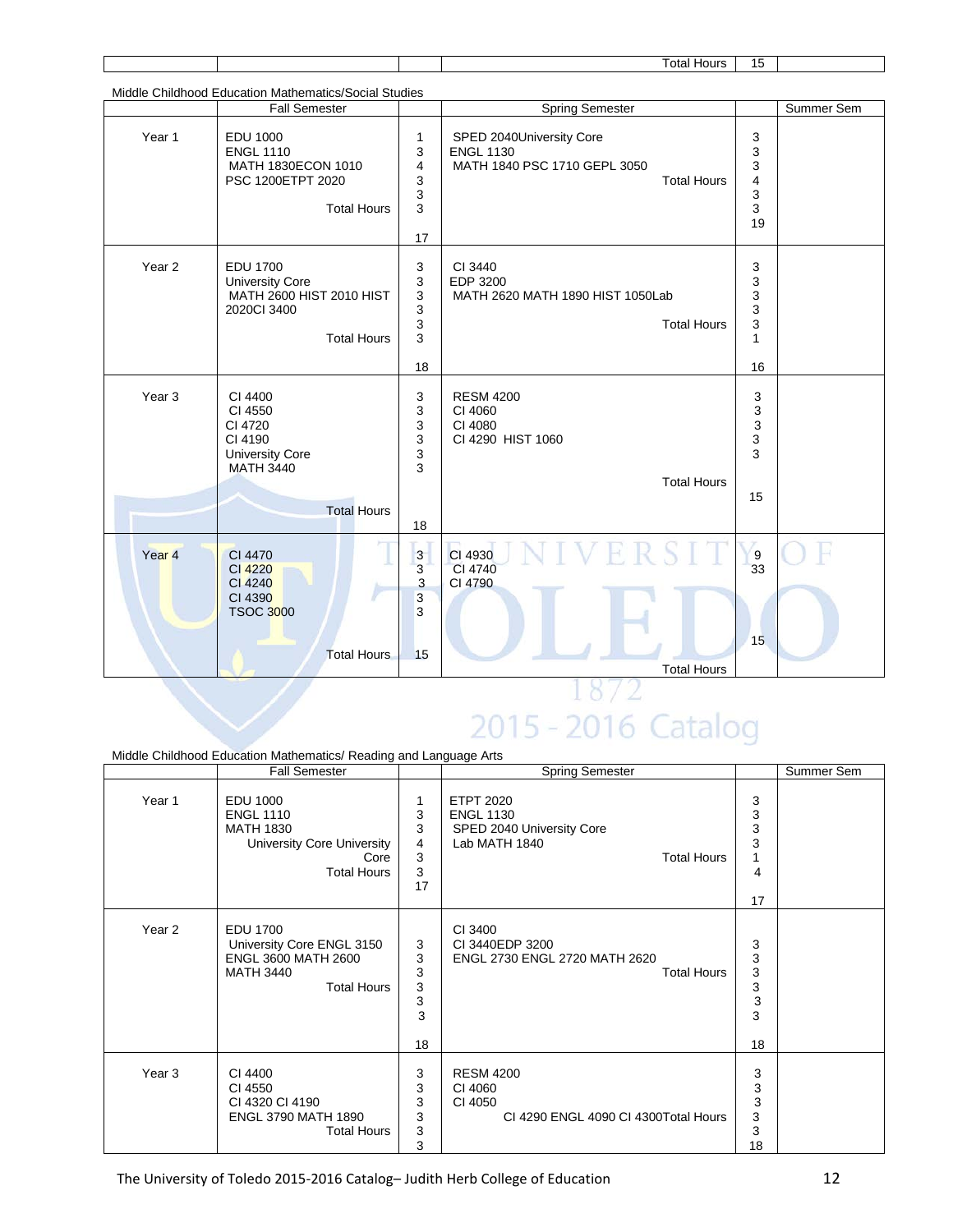| | | | | Total Hours | 15 | |
|---|---|---|---|---|---|---|

Middle Childhood Education Mathematics/Social Studies

| | Fall Semester | | Spring Semester | | Summer Sem |
|---|---|---|---|---|---|
| Year 1 | EDU 1000<br>ENGL 1110<br>MATH 1830ECON 1010<br>PSC 1200ETPT 2020<br>Total Hours | 1<br>3<br>4<br>3<br>3<br>3<br>17 | SPED 2040University Core<br>ENGL 1130<br>MATH 1840 PSC 1710 GEPL 3050<br>Total Hours | 3<br>3<br>3<br>4<br>3<br>3<br>19 | |
| Year 2 | EDU 1700<br>University Core<br>MATH 2600 HIST 2010 HIST 2020CI 3400<br>Total Hours | 3<br>3<br>3<br>3<br>3<br>3<br>18 | CI 3440<br>EDP 3200<br>MATH 2620 MATH 1890 HIST 1050Lab<br>Total Hours | 3<br>3<br>3<br>3<br>3<br>1<br>16 | |
| Year 3 | CI 4400<br>CI 4550<br>CI 4720<br>CI 4190<br>University Core<br>MATH 3440<br>Total Hours | 3<br>3<br>3<br>3<br>3<br>3<br>18 | RESM 4200<br>CI 4060<br>CI 4080<br>CI 4290 HIST 1060<br>Total Hours | 3<br>3<br>3<br>3<br>3<br>15 | |
| Year 4 | CI 4470<br>CI 4220<br>CI 4240<br>CI 4390<br>TSOC 3000<br>Total Hours | 3<br>3<br>3<br>3<br>3<br>15 | CI 4930<br>CI 4740<br>CI 4790<br>Total Hours | 9<br>33<br>15 | |

Middle Childhood Education Mathematics/ Reading and Language Arts

| | Fall Semester | | Spring Semester | | Summer Sem |
|---|---|---|---|---|---|
| Year 1 | EDU 1000<br>ENGL 1110<br>MATH 1830<br>University Core University Core<br>Total Hours | 1<br>3<br>3<br>4<br>3<br>3<br>17 | ETPT 2020<br>ENGL 1130<br>SPED 2040 University Core<br>Lab MATH 1840<br>Total Hours | 3<br>3<br>3<br>3<br>1<br>4<br>17 | |
| Year 2 | EDU 1700<br>University Core ENGL 3150<br>ENGL 3600 MATH 2600<br>MATH 3440<br>Total Hours | 3<br>3<br>3<br>3<br>3<br>3<br>18 | CI 3400<br>CI 3440EDP 3200<br>ENGL 2730 ENGL 2720 MATH 2620<br>Total Hours | 3<br>3<br>3<br>3<br>3<br>3<br>18 | |
| Year 3 | CI 4400<br>CI 4550<br>CI 4320 CI 4190<br>ENGL 3790 MATH 1890<br>Total Hours | 3<br>3<br>3<br>3<br>3<br>3 | RESM 4200<br>CI 4060<br>CI 4050<br>CI 4290 ENGL 4090 CI 4300Total Hours | 3<br>3<br>3<br>3<br>3<br>18 | |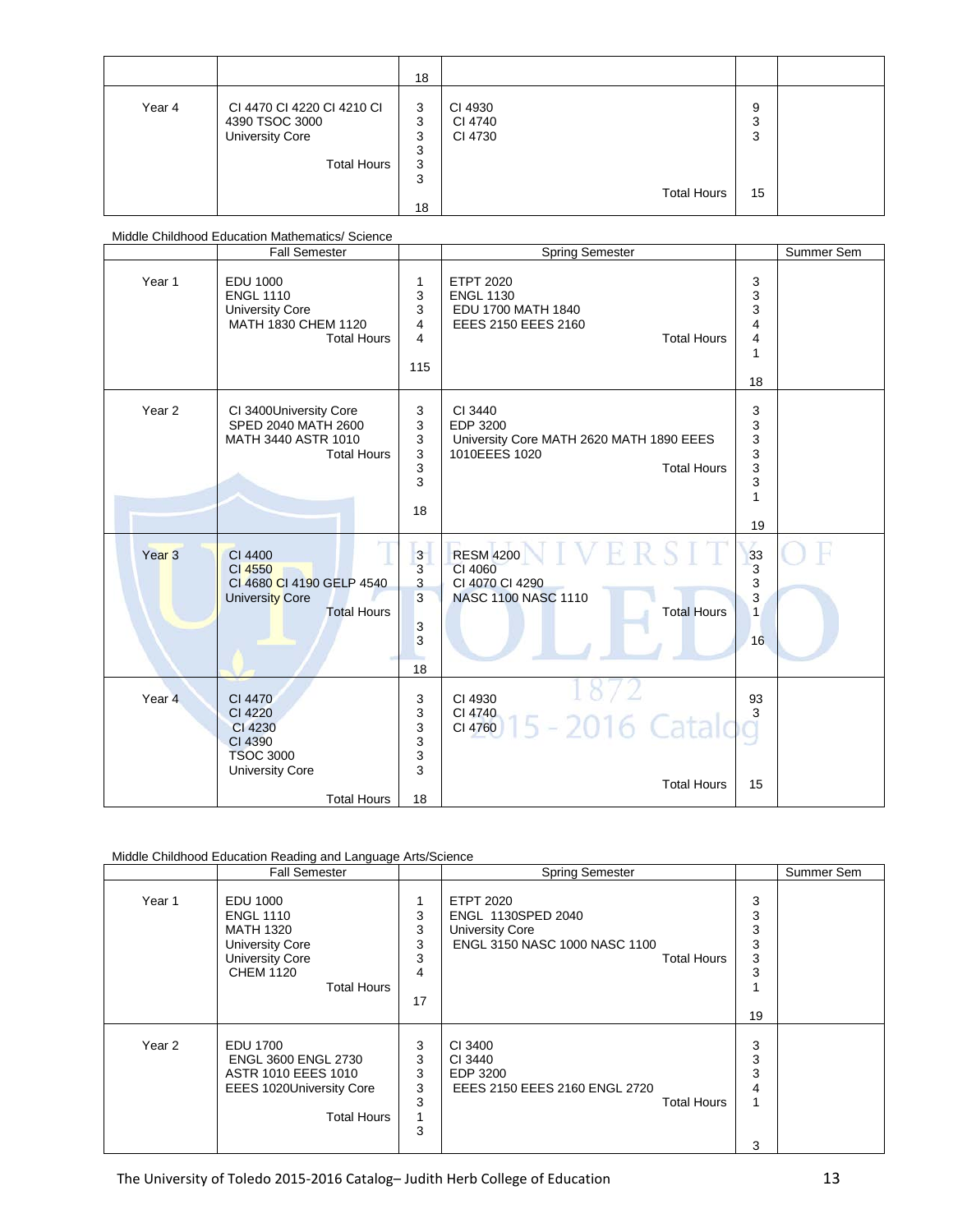| | | | | | |
|---|---|---|---|---|---|
| | | 18 | | | |
| Year 4 | CI 4470 CI 4220 CI 4210 CI 4390 TSOC 3000 University Core Total Hours | 3 3 3 3 3 3 18 | CI 4930 CI 4740 CI 4730 Total Hours | 9 3 3 15 | |

Middle Childhood Education Mathematics/ Science

| | Fall Semester | | Spring Semester | | Summer Sem |
|---|---|---|---|---|---|
| Year 1 | EDU 1000 ENGL 1110 University Core MATH 1830 CHEM 1120 Total Hours | 1 3 3 4 4 115 | ETPT 2020 ENGL 1130 EDU 1700 MATH 1840 EEES 2150 EEES 2160 Total Hours | 3 3 3 4 4 1 18 | |
| Year 2 | CI 3400University Core SPED 2040 MATH 2600 MATH 3440 ASTR 1010 Total Hours | 3 3 3 3 3 3 18 | CI 3440 EDP 3200 University Core MATH 2620 MATH 1890 EEES 1010EEES 1020 Total Hours | 3 3 3 3 3 3 1 19 | |
| Year 3 | CI 4400 CI 4550 CI 4680 CI 4190 GELP 4540 University Core Total Hours | 3 3 3 3 3 3 18 | RESM 4200 CI 4060 CI 4070 CI 4290 NASC 1100 NASC 1110 Total Hours | 33 3 3 3 1 16 | |
| Year 4 | CI 4470 CI 4220 CI 4230 CI 4390 TSOC 3000 University Core Total Hours | 3 3 3 3 3 3 18 | CI 4930 CI 4740 CI 4760 Total Hours | 93 3 15 | |

Middle Childhood Education Reading and Language Arts/Science

| | Fall Semester | | Spring Semester | | Summer Sem |
|---|---|---|---|---|---|
| Year 1 | EDU 1000 ENGL 1110 MATH 1320 University Core University Core CHEM 1120 Total Hours | 1 3 3 3 3 4 17 | ETPT 2020 ENGL 1130SPED 2040 University Core ENGL 3150 NASC 1000 NASC 1100 Total Hours | 3 3 3 3 3 3 1 19 | |
| Year 2 | EDU 1700 ENGL 3600 ENGL 2730 ASTR 1010 EEES 1010 EEES 1020University Core Total Hours | 3 3 3 3 3 1 3 | CI 3400 CI 3440 EDP 3200 EEES 2150 EEES 2160 ENGL 2720 Total Hours | 3 3 3 4 1 3 | |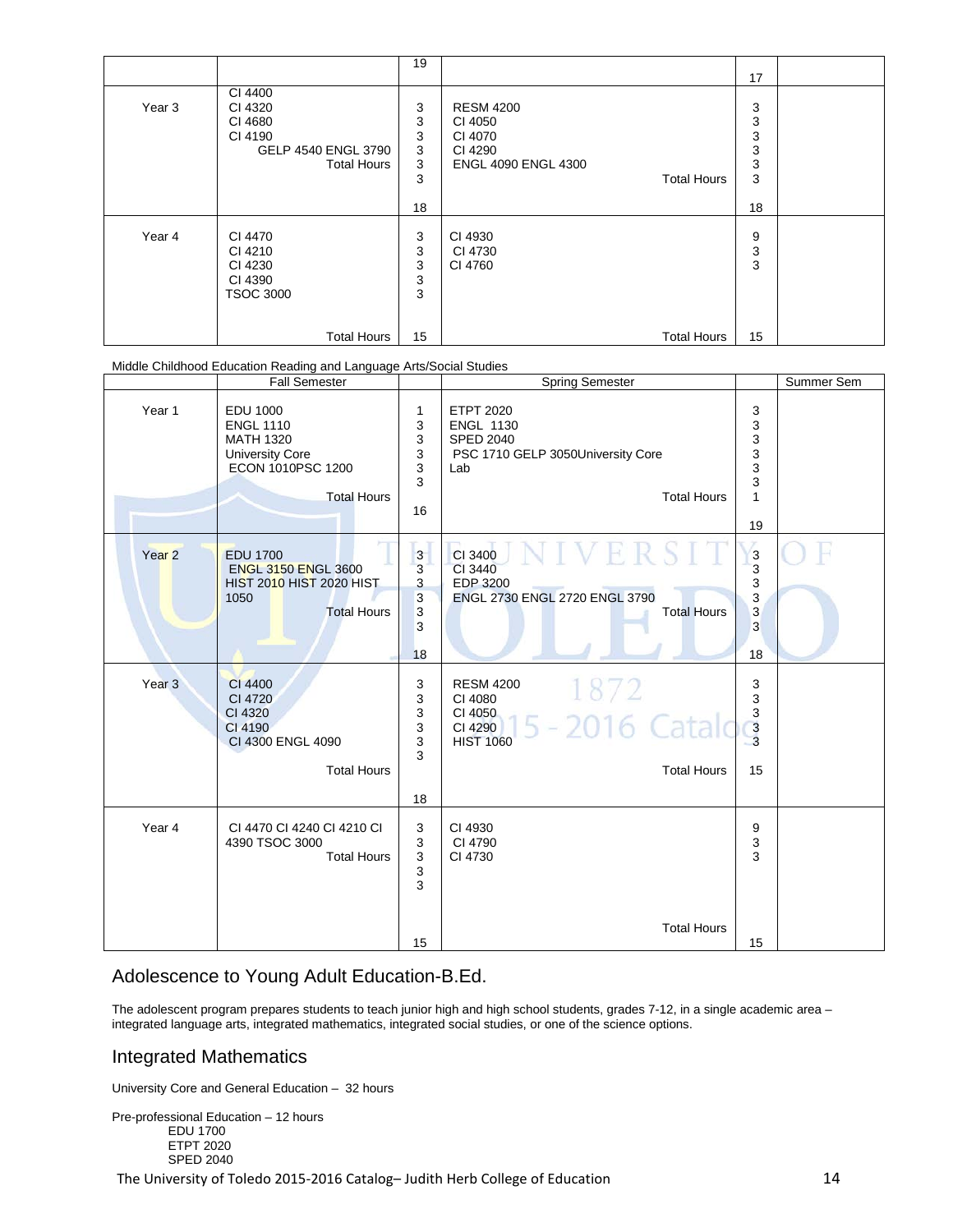| | | 19 | | 17 | |
|---|---|---|---|---|---|
| Year 3 | CI 4400<br>CI 4320<br>CI 4680<br>CI 4190<br>GELP 4540 ENGL 3790<br>Total Hours | 3<br>3<br>3<br>3<br>3<br>3<br><br>18 | RESM 4200<br>CI 4050<br>CI 4070<br>CI 4290<br>ENGL 4090 ENGL 4300<br>Total Hours | 3<br>3<br>3<br>3<br>3<br>3<br><br>18 | |
| Year 4 | CI 4470<br>CI 4210<br>CI 4230<br>CI 4390<br>TSOC 3000<br><br>Total Hours | 3<br>3<br>3<br>3<br>3<br><br>15 | CI 4930<br>CI 4730<br>CI 4760<br><br>Total Hours | 9<br>3<br>3<br><br>15 | |

Middle Childhood Education Reading and Language Arts/Social Studies

| | Fall Semester | | Spring Semester | | Summer Sem |
|---|---|---|---|---|---|
| Year 1 | EDU 1000<br>ENGL 1110<br>MATH 1320<br>University Core<br>ECON 1010PSC 1200<br><br>Total Hours | 1<br>3<br>3<br>3<br>3<br>3<br><br>16 | ETPT 2020<br>ENGL 1130<br>SPED 2040<br>PSC 1710 GELP 3050University Core<br>Lab<br><br>Total Hours | 3<br>3<br>3<br>3<br>3<br>3<br>1<br><br>19 | |
| Year 2 | EDU 1700<br>ENGL 3150 ENGL 3600<br>HIST 2010 HIST 2020 HIST 1050<br>Total Hours | 3<br>3<br>3<br>3<br>3<br>3<br><br>18 | CI 3400<br>CI 3440<br>EDP 3200<br>ENGL 2730 ENGL 2720 ENGL 3790<br>Total Hours | 3<br>3<br>3<br>3<br>3<br>3<br><br>18 | |
| Year 3 | CI 4400<br>CI 4720<br>CI 4320<br>CI 4190<br>CI 4300 ENGL 4090<br><br>Total Hours | 3<br>3<br>3<br>3<br>3<br>3<br><br>18 | RESM 4200<br>CI 4080<br>CI 4050<br>CI 4290<br>HIST 1060<br><br>Total Hours | 3<br>3<br>3<br>3<br>3<br><br>15 | |
| Year 4 | CI 4470 CI 4240 CI 4210 CI 4390 TSOC 3000<br>Total Hours | 3<br>3<br>3<br>3<br>3<br><br>15 | CI 4930<br>CI 4790<br>CI 4730<br><br>Total Hours | 9<br>3<br>3<br><br>15 | |

## Adolescence to Young Adult Education-B.Ed.

The adolescent program prepares students to teach junior high and high school students, grades 7-12, in a single academic area – integrated language arts, integrated mathematics, integrated social studies, or one of the science options.

## Integrated Mathematics

University Core and General Education – 32 hours

Pre-professional Education – 12 hours
- EDU 1700
- ETPT 2020
- SPED 2040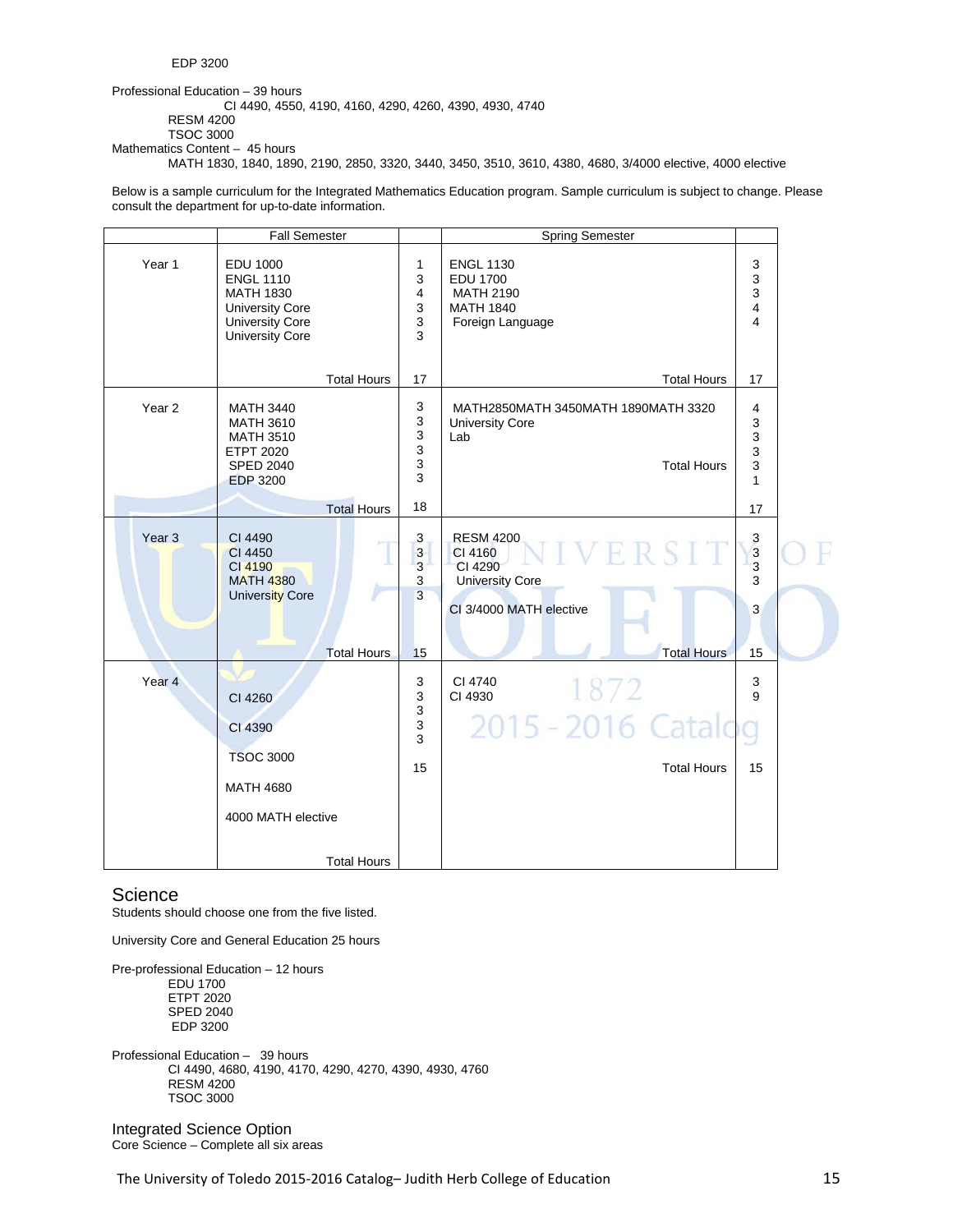EDP 3200

Professional Education – 39 hours
CI 4490, 4550, 4190, 4160, 4290, 4260, 4390, 4930, 4740
RESM 4200
TSOC 3000

Mathematics Content – 45 hours
MATH 1830, 1840, 1890, 2190, 2850, 3320, 3440, 3450, 3510, 3610, 4380, 4680, 3/4000 elective, 4000 elective

Below is a sample curriculum for the Integrated Mathematics Education program. Sample curriculum is subject to change. Please consult the department for up-to-date information.

| | Fall Semester | | Spring Semester | |
|---|---|---|---|---|
| Year 1 | EDU 1000<br>ENGL 1110<br>MATH 1830<br>University Core<br>University Core<br>University Core | 1<br>3<br>4<br>3<br>3<br>3 | ENGL 1130<br>EDU 1700<br>MATH 2190<br>MATH 1840<br>Foreign Language | 3<br>3<br>3<br>4<br>4 |
| | Total Hours | 17 | Total Hours | 17 |
| Year 2 | MATH 3440<br>MATH 3610<br>MATH 3510<br>ETPT 2020<br>SPED 2040<br>EDP 3200 | 3<br>3<br>3<br>3<br>3<br>3 | MATH2850MATH 3450MATH 1890MATH 3320<br>University Core<br>Lab<br>Total Hours | 4<br>3<br>3<br>3<br>3<br>1 |
| | Total Hours | 18 | | 17 |
| Year 3 | CI 4490<br>CI 4450<br>CI 4190<br>MATH 4380<br>University Core | 3<br>3<br>3<br>3<br>3 | RESM 4200<br>CI 4160<br>CI 4290<br>University Core<br>CI 3/4000 MATH elective | 3<br>3<br>3<br>3<br>3 |
| | Total Hours | 15 | Total Hours | 15 |
| Year 4 | CI 4260<br>CI 4390<br>TSOC 3000<br>MATH 4680<br>4000 MATH elective | 3<br>3<br>3<br>3<br>3 | CI 4740<br>CI 4930 | 3<br>9 |
| | Total Hours | 15 | Total Hours | 15 |

## Science

Students should choose one from the five listed.

University Core and General Education 25 hours

Pre-professional Education – 12 hours
EDU 1700
ETPT 2020
SPED 2040
EDP 3200

Professional Education – 39 hours
CI 4490, 4680, 4190, 4170, 4290, 4270, 4390, 4930, 4760
RESM 4200
TSOC 3000

### Integrated Science Option

Core Science – Complete all six areas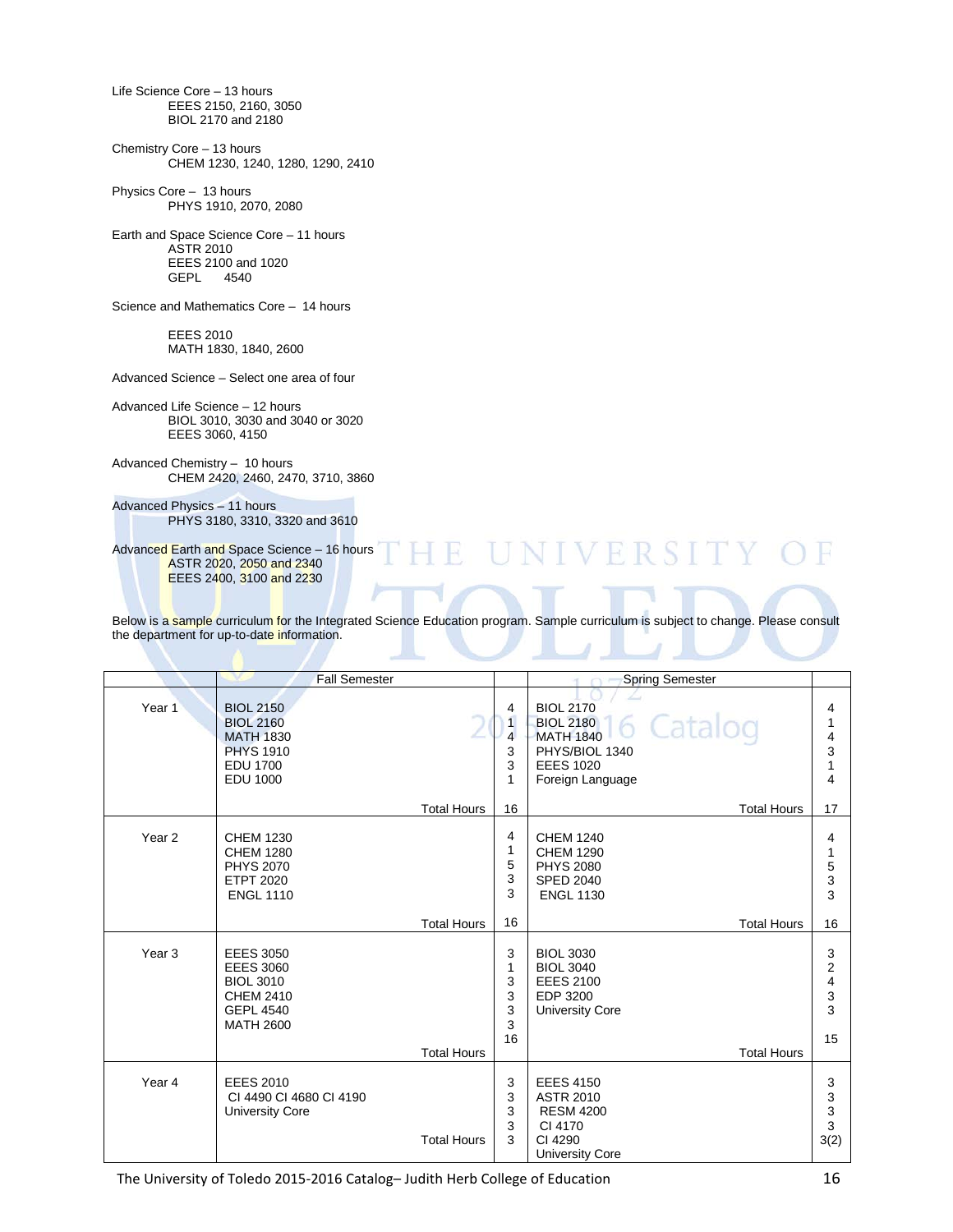Life Science Core – 13 hours

EEES 2150, 2160, 3050
BIOL 2170 and 2180

Chemistry Core – 13 hours

CHEM 1230, 1240, 1280, 1290, 2410

Physics Core – 13 hours

PHYS 1910, 2070, 2080

Earth and Space Science Core – 11 hours

ASTR 2010
EEES 2100 and 1020
GEPL 4540

Science and Mathematics Core – 14 hours

EEES 2010
MATH 1830, 1840, 2600

Advanced Science – Select one area of four

Advanced Life Science – 12 hours

BIOL 3010, 3030 and 3040 or 3020
EEES 3060, 4150

Advanced Chemistry – 10 hours

CHEM 2420, 2460, 2470, 3710, 3860

Advanced Physics – 11 hours

PHYS 3180, 3310, 3320 and 3610

Advanced Earth and Space Science – 16 hours

ASTR 2020, 2050 and 2340
EEES 2400, 3100 and 2230

Below is a sample curriculum for the Integrated Science Education program. Sample curriculum is subject to change. Please consult the department for up-to-date information.

| | Fall Semester | | Spring Semester | |
|---|---|---|---|---|
| Year 1 | BIOL 2150<br>BIOL 2160<br>MATH 1830<br>PHYS 1910<br>EDU 1700<br>EDU 1000 | 4<br>1<br>4<br>3<br>3<br>1 | BIOL 2170<br>BIOL 2180<br>MATH 1840<br>PHYS/BIOL 1340<br>EEES 1020<br>Foreign Language | 4<br>1<br>4<br>3<br>1<br>4 |
| | Total Hours | 16 | Total Hours | 17 |
| Year 2 | CHEM 1230<br>CHEM 1280<br>PHYS 2070<br>ETPT 2020<br>ENGL 1110 | 4<br>1<br>5<br>3<br>3 | CHEM 1240<br>CHEM 1290<br>PHYS 2080<br>SPED 2040<br>ENGL 1130 | 4<br>1<br>5<br>3<br>3 |
| | Total Hours | 16 | Total Hours | 16 |
| Year 3 | EEES 3050<br>EEES 3060<br>BIOL 3010<br>CHEM 2410<br>GEPL 4540<br>MATH 2600 | 3<br>1<br>3<br>3<br>3<br>3 | BIOL 3030<br>BIOL 3040<br>EEES 2100<br>EDP 3200<br>University Core | 3<br>2<br>4<br>3<br>3 |
| | Total Hours | 16 | Total Hours | 15 |
| Year 4 | EEES 2010<br>CI 4490 CI 4680 CI 4190<br>University Core | 3<br>3<br>3<br>3<br>3 | EEES 4150<br>ASTR 2010<br>RESM 4200<br>CI 4170<br>CI 4290<br>University Core | 3<br>3<br>3<br>3<br>3(2) |
| | Total Hours | | | |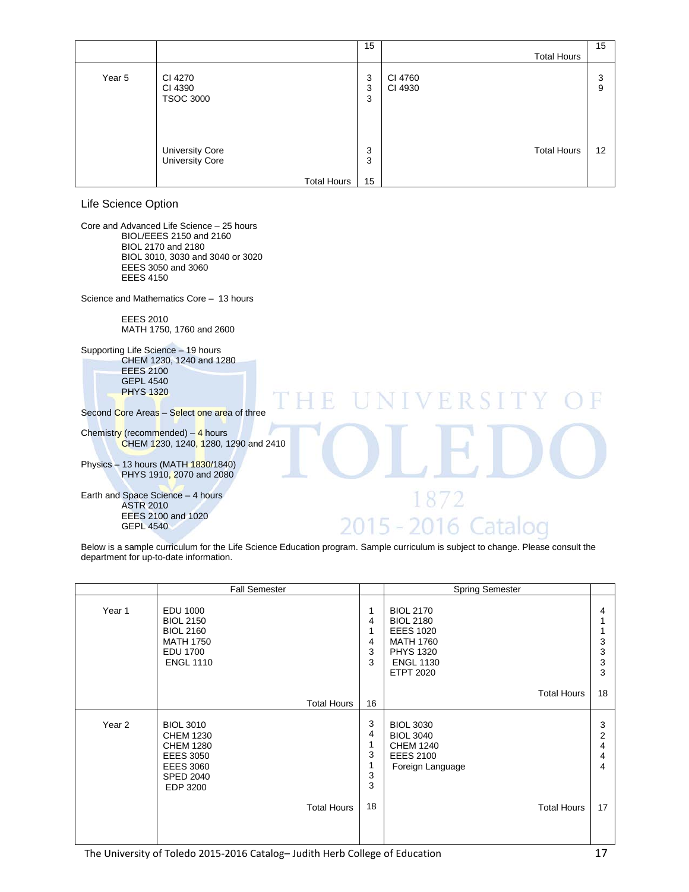| | | 15 | Total Hours | 15 |
|---|---|---|---|---|
| Year 5 | CI 4270<br>CI 4390<br>TSOC 3000<br><br>University Core<br>University Core | 3<br>3<br>3<br><br>3<br>3 | CI 4760<br>CI 4930 | 3<br>9 |
| | | | Total Hours | 12 |
| | Total Hours | 15 | | |

## Life Science Option

Core and Advanced Life Science – 25 hours
- BIOL/EEES 2150 and 2160
- BIOL 2170 and 2180
- BIOL 3010, 3030 and 3040 or 3020
- EEES 3050 and 3060
- EEES 4150

Science and Mathematics Core – 13 hours
- EEES 2010
- MATH 1750, 1760 and 2600

Supporting Life Science – 19 hours
- CHEM 1230, 1240 and 1280
- EEES 2100
- GEPL 4540
- PHYS 1320

Second Core Areas – Select one area of three

Chemistry (recommended) – 4 hours
- CHEM 1230, 1240, 1280, 1290 and 2410

Physics – 13 hours (MATH 1830/1840)
- PHYS 1910, 2070 and 2080

Earth and Space Science – 4 hours
- ASTR 2010
- EEES 2100 and 1020
- GEPL 4540

Below is a sample curriculum for the Life Science Education program. Sample curriculum is subject to change. Please consult the department for up-to-date information.

| | Fall Semester | | Spring Semester | |
|---|---|---|---|---|
| Year 1 | EDU 1000<br>BIOL 2150<br>BIOL 2160<br>MATH 1750<br>EDU 1700<br>ENGL 1110 | 1<br>4<br>1<br>4<br>3<br>3 | BIOL 2170<br>BIOL 2180<br>EEES 1020<br>MATH 1760<br>PHYS 1320<br>ENGL 1130<br>ETPT 2020 | 4<br>1<br>1<br>3<br>3<br>3<br>3 |
| | | | Total Hours | 18 |
| | Total Hours | 16 | | |
| Year 2 | BIOL 3010<br>CHEM 1230<br>CHEM 1280<br>EEES 3050<br>EEES 3060<br>SPED 2040<br>EDP 3200 | 3<br>4<br>1<br>3<br>1<br>3<br>3 | BIOL 3030<br>BIOL 3040<br>CHEM 1240<br>EEES 2100<br>Foreign Language | 3<br>2<br>4<br>4<br>4 |
| | Total Hours | 18 | Total Hours | 17 |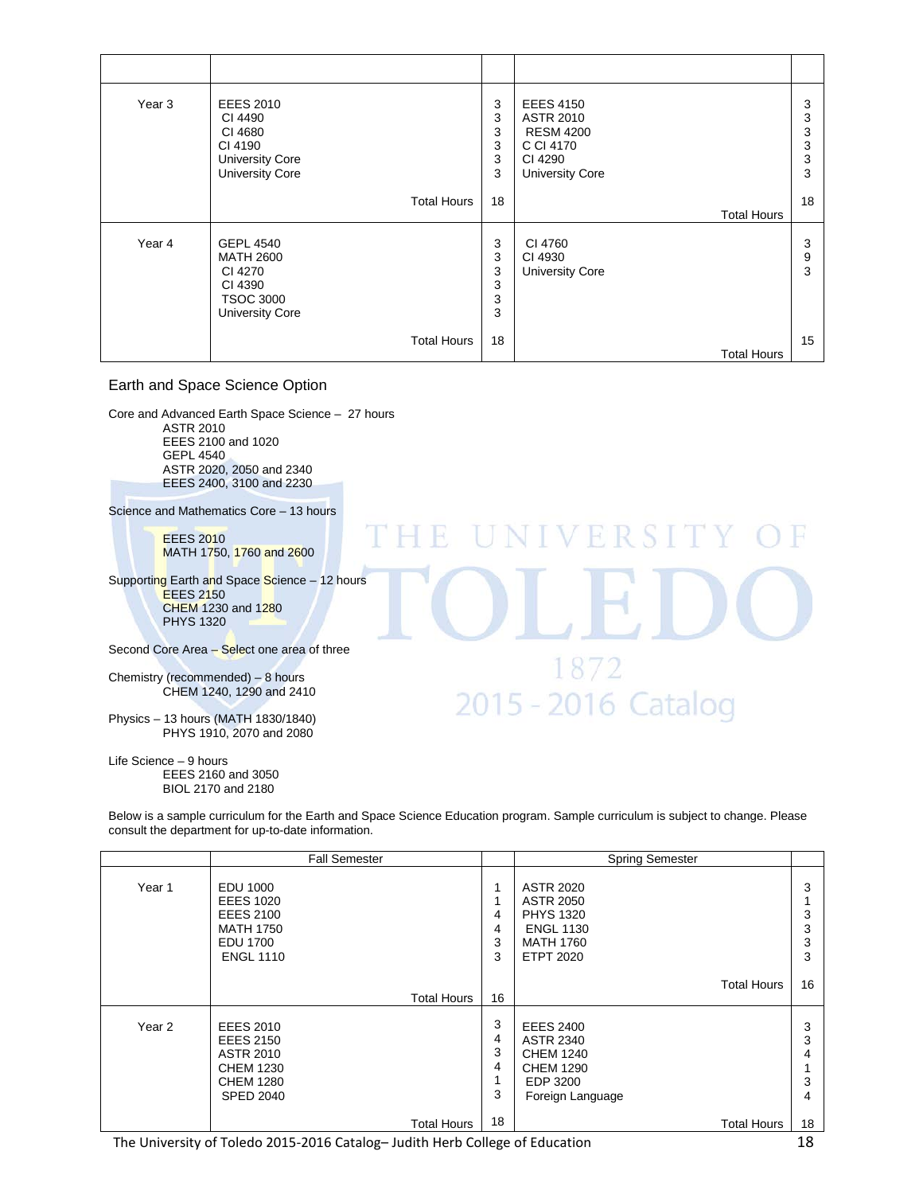| | | | | |
|---|---|---|---|---|
| Year 3 | EEES 2010<br>CI 4490<br>CI 4680<br>CI 4190<br>University Core<br>University Core | 3<br>3<br>3<br>3<br>3<br>3 | EEES 4150<br>ASTR 2010<br>RESM 4200<br>C CI 4170<br>CI 4290<br>University Core | 3<br>3<br>3<br>3<br>3<br>3 |
| | Total Hours | 18 | Total Hours | 18 |
| Year 4 | GEPL 4540<br>MATH 2600<br>CI 4270<br>CI 4390<br>TSOC 3000<br>University Core | 3<br>3<br>3<br>3<br>3<br>3 | CI 4760<br>CI 4930<br>University Core | 3<br>9<br>3 |
| | Total Hours | 18 | Total Hours | 15 |

## Earth and Space Science Option

Core and Advanced Earth Space Science – 27 hours
- ASTR 2010
- EEES 2100 and 1020
- GEPL 4540
- ASTR 2020, 2050 and 2340
- EEES 2400, 3100 and 2230

Science and Mathematics Core – 13 hours
- EEES 2010
- MATH 1750, 1760 and 2600

Supporting Earth and Space Science – 12 hours
- EEES 2150
- CHEM 1230 and 1280
- PHYS 1320

Second Core Area – Select one area of three

Chemistry (recommended) – 8 hours
- CHEM 1240, 1290 and 2410

Physics – 13 hours (MATH 1830/1840)
- PHYS 1910, 2070 and 2080

Life Science – 9 hours
- EEES 2160 and 3050
- BIOL 2170 and 2180

Below is a sample curriculum for the Earth and Space Science Education program. Sample curriculum is subject to change. Please consult the department for up-to-date information.

| | Fall Semester | | Spring Semester | |
|---|---|---|---|---|
| Year 1 | EDU 1000<br>EEES 1020<br>EEES 2100<br>MATH 1750<br>EDU 1700<br>ENGL 1110 | 1<br>1<br>4<br>4<br>3<br>3 | ASTR 2020<br>ASTR 2050<br>PHYS 1320<br>ENGL 1130<br>MATH 1760<br>ETPT 2020 | 3<br>1<br>3<br>3<br>3<br>3 |
| | Total Hours | 16 | Total Hours | 16 |
| Year 2 | EEES 2010<br>EEES 2150<br>ASTR 2010<br>CHEM 1230<br>CHEM 1280<br>SPED 2040 | 3<br>4<br>3<br>4<br>1<br>3 | EEES 2400<br>ASTR 2340<br>CHEM 1240<br>CHEM 1290<br>EDP 3200<br>Foreign Language | 3<br>3<br>4<br>1<br>3<br>4 |
| | Total Hours | 18 | Total Hours | 18 |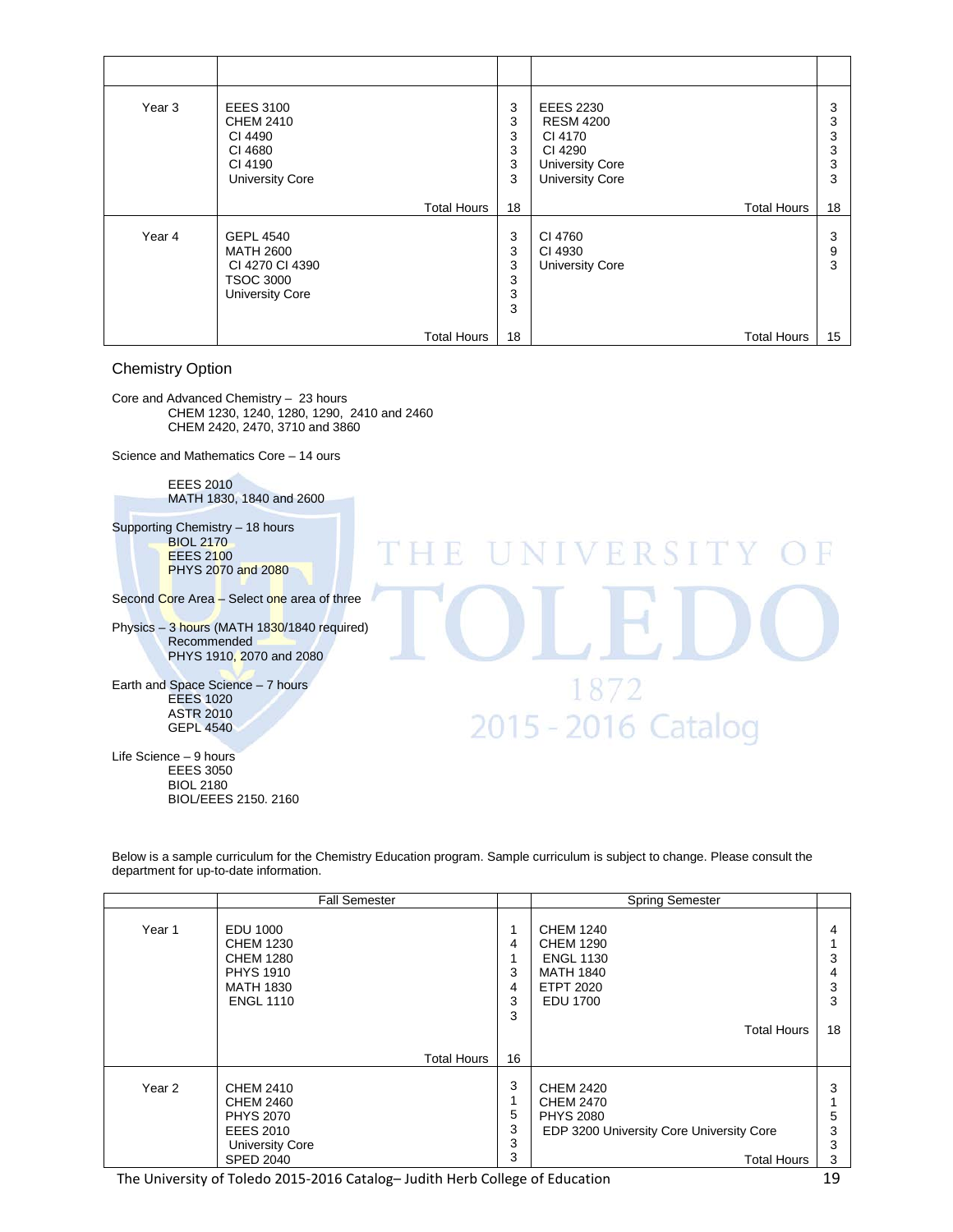| | | | | |
|---|---|---|---|---|
| Year 3 | EEES 3100<br>CHEM 2410<br>CI 4490<br>CI 4680<br>CI 4190<br>University Core | 3<br>3<br>3<br>3<br>3<br>3 | EEES 2230<br>RESM 4200<br>CI 4170<br>CI 4290<br>University Core<br>University Core | 3<br>3<br>3<br>3<br>3<br>3 |
| | Total Hours | 18 | Total Hours | 18 |
| Year 4 | GEPL 4540<br>MATH 2600<br>CI 4270 CI 4390<br>TSOC 3000<br>University Core | 3<br>3<br>3<br>3<br>3<br>3 | CI 4760<br>CI 4930<br>University Core | 3<br>9<br>3 |
| | Total Hours | 18 | Total Hours | 15 |

## Chemistry Option

Core and Advanced Chemistry – 23 hours
CHEM 1230, 1240, 1280, 1290, 2410 and 2460
CHEM 2420, 2470, 3710 and 3860

Science and Mathematics Core – 14 ours

EEES 2010
MATH 1830, 1840 and 2600

Supporting Chemistry – 18 hours
BIOL 2170
EEES 2100
PHYS 2070 and 2080

Second Core Area – Select one area of three

Physics – 3 hours (MATH 1830/1840 required)
Recommended
PHYS 1910, 2070 and 2080

Earth and Space Science – 7 hours
EEES 1020
ASTR 2010
GEPL 4540

Life Science – 9 hours
EEES 3050
BIOL 2180
BIOL/EEES 2150. 2160

Below is a sample curriculum for the Chemistry Education program. Sample curriculum is subject to change. Please consult the department for up-to-date information.

| | Fall Semester | | Spring Semester | |
|---|---|---|---|---|
| Year 1 | EDU 1000<br>CHEM 1230<br>CHEM 1280<br>PHYS 1910<br>MATH 1830<br>ENGL 1110 | 1<br>4<br>1<br>3<br>4<br>3<br>3 | CHEM 1240<br>CHEM 1290<br>ENGL 1130<br>MATH 1840<br>ETPT 2020<br>EDU 1700 | 4<br>1<br>3<br>4<br>3<br>3 |
| | | | Total Hours | 18 |
| | Total Hours | 16 | | |
| Year 2 | CHEM 2410<br>CHEM 2460<br>PHYS 2070<br>EEES 2010<br>University Core<br>SPED 2040 | 3<br>1<br>5<br>3<br>3<br>3 | CHEM 2420<br>CHEM 2470<br>PHYS 2080<br>EDP 3200 University Core University Core | 3<br>1<br>5<br>3<br>3<br>3 |
| | | | Total Hours | |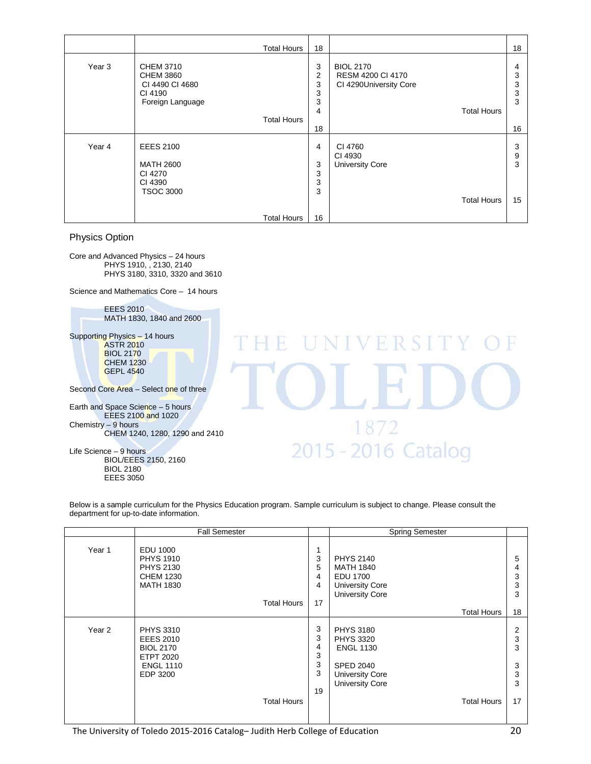| | | | | |
|---|---|---|---|---|
| | Total Hours | 18 | | 18 |
| Year 3 | CHEM 3710<br>CHEM 3860<br>CI 4490 CI 4680<br>CI 4190<br>Foreign Language<br>Total Hours | 3<br>2<br>3<br>3<br>3<br>4<br>18 | BIOL 2170<br>RESM 4200 CI 4170<br>CI 4290University Core<br>Total Hours | 4<br>3<br>3<br>3<br>3<br>16 |
| Year 4 | EEES 2100<br>MATH 2600<br>CI 4270<br>CI 4390<br>TSOC 3000<br>Total Hours | 4<br>3<br>3<br>3<br>3<br>16 | CI 4760<br>CI 4930<br>University Core<br>Total Hours | 3<br>9<br>3<br>15 |

## Physics Option

Core and Advanced Physics – 24 hours
PHYS 1910, , 2130, 2140
PHYS 3180, 3310, 3320 and 3610

Science and Mathematics Core – 14 hours

EEES 2010
MATH 1830, 1840 and 2600

Supporting Physics – 14 hours
ASTR 2010
BIOL 2170
CHEM 1230
GEPL 4540

Second Core Area – Select one of three

Earth and Space Science – 5 hours
EEES 2100 and 1020

Chemistry – 9 hours
CHEM 1240, 1280, 1290 and 2410

Life Science – 9 hours
BIOL/EEES 2150, 2160
BIOL 2180
EEES 3050

Below is a sample curriculum for the Physics Education program. Sample curriculum is subject to change. Please consult the department for up-to-date information.

| | Fall Semester | | Spring Semester | |
|---|---|---|---|---|
| Year 1 | EDU 1000<br>PHYS 1910<br>PHYS 2130<br>CHEM 1230<br>MATH 1830<br>Total Hours | 1<br>3<br>5<br>4<br>4<br>17 | PHYS 2140<br>MATH 1840<br>EDU 1700<br>University Core<br>University Core<br>Total Hours | 5<br>4<br>3<br>3<br>3<br>18 |
| Year 2 | PHYS 3310<br>EEES 2010<br>BIOL 2170<br>ETPT 2020<br>ENGL 1110<br>EDP 3200<br>Total Hours | 3<br>3<br>4<br>3<br>3<br>3<br>19 | PHYS 3180<br>PHYS 3320<br>ENGL 1130<br>SPED 2040<br>University Core<br>University Core<br>Total Hours | 2<br>3<br>3<br>3<br>3<br>3<br>17 |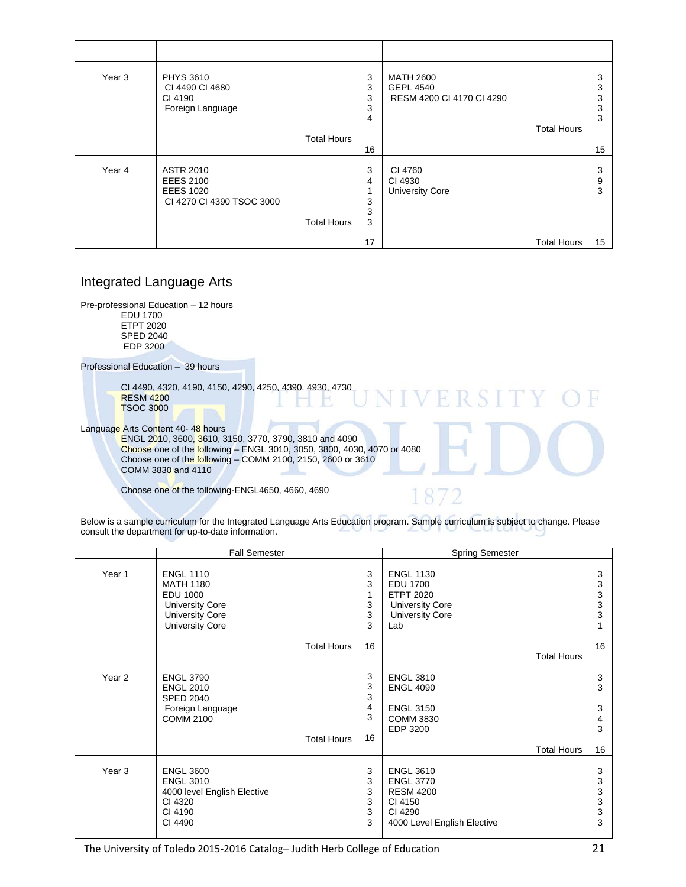| | | | | |
|---|---|---|---|---|
| Year 3 | PHYS 3610<br>CI 4490 CI 4680<br>CI 4190<br>Foreign Language | 3<br>3<br>3<br>3<br>4 | MATH 2600<br>GEPL 4540<br>RESM 4200 CI 4170 CI 4290 | 3<br>3<br>3<br>3<br>3 |
| | Total Hours | 16 | Total Hours | 15 |
| Year 4 | ASTR 2010<br>EEES 2100<br>EEES 1020<br>CI 4270 CI 4390 TSOC 3000 | 3<br>4<br>1<br>3<br>3<br>3 | CI 4760<br>CI 4930<br>University Core | 3<br>9<br>3 |
| | Total Hours | 17 | Total Hours | 15 |

## Integrated Language Arts

Pre-professional Education – 12 hours

- EDU 1700
- ETPT 2020
- SPED 2040
- EDP 3200

Professional Education – 39 hours

- CI 4490, 4320, 4190, 4150, 4290, 4250, 4390, 4930, 4730
- RESM 4200
- TSOC 3000

Language Arts Content 40- 48 hours

- ENGL 2010, 3600, 3610, 3150, 3770, 3790, 3810 and 4090
- Choose one of the following – ENGL 3010, 3050, 3800, 4030, 4070 or 4080
- Choose one of the following – COMM 2100, 2150, 2600 or 3610
- COMM 3830 and 4110
- Choose one of the following-ENGL4650, 4660, 4690

Below is a sample curriculum for the Integrated Language Arts Education program. Sample curriculum is subject to change. Please consult the department for up-to-date information.

| | Fall Semester | | Spring Semester | |
|---|---|---|---|---|
| Year 1 | ENGL 1110<br>MATH 1180<br>EDU 1000<br>University Core<br>University Core<br>University Core | 3<br>3<br>1<br>3<br>3<br>3 | ENGL 1130<br>EDU 1700<br>ETPT 2020<br>University Core<br>University Core<br>Lab | 3<br>3<br>3<br>3<br>3<br>1 |
| | Total Hours | 16 | Total Hours | 16 |
| Year 2 | ENGL 3790<br>ENGL 2010<br>SPED 2040<br>Foreign Language<br>COMM 2100 | 3<br>3<br>3<br>4<br>3 | ENGL 3810<br>ENGL 4090<br>ENGL 3150<br>COMM 3830<br>EDP 3200 | 3<br>3<br>3<br>4<br>3 |
| | Total Hours | 16 | Total Hours | 16 |
| Year 3 | ENGL 3600<br>ENGL 3010<br>4000 level English Elective<br>CI 4320<br>CI 4190<br>CI 4490 | 3<br>3<br>3<br>3<br>3<br>3 | ENGL 3610<br>ENGL 3770<br>RESM 4200<br>CI 4150<br>CI 4290<br>4000 Level English Elective | 3<br>3<br>3<br>3<br>3<br>3 |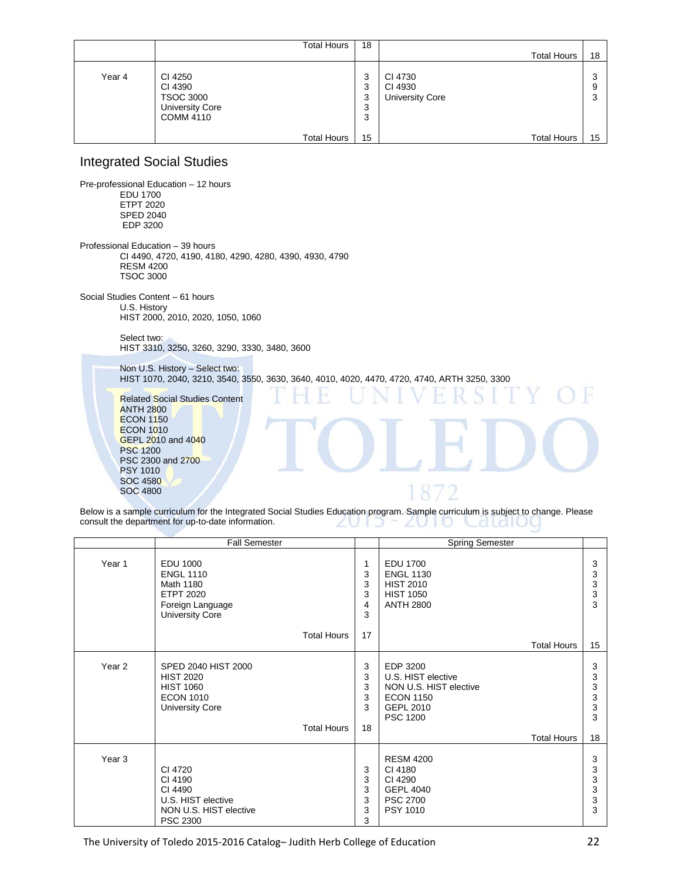| | | | | |
|---|---|---|---|---|
| | Total Hours | 18 | Total Hours | 18 |
| Year 4 | CI 4250<br>CI 4390<br>TSOC 3000<br>University Core<br>COMM 4110 | 3<br>3<br>3<br>3<br>3 | CI 4730<br>CI 4930<br>University Core | 3<br>9<br>3 |
| | Total Hours | 15 | Total Hours | 15 |

## Integrated Social Studies

Pre-professional Education – 12 hours
- EDU 1700
- ETPT 2020
- SPED 2040
- EDP 3200

Professional Education – 39 hours
- CI 4490, 4720, 4190, 4180, 4290, 4280, 4390, 4930, 4790
- RESM 4200
- TSOC 3000

Social Studies Content – 61 hours

U.S. History
HIST 2000, 2010, 2020, 1050, 1060

Select two:
HIST 3310, 3250, 3260, 3290, 3330, 3480, 3600

Non U.S. History – Select two:
HIST 1070, 2040, 3210, 3540, 3550, 3630, 3640, 4010, 4020, 4470, 4720, 4740, ARTH 3250, 3300

Related Social Studies Content
- ANTH 2800
- ECON 1150
- ECON 1010
- GEPL 2010 and 4040
- PSC 1200
- PSC 2300 and 2700
- PSY 1010
- SOC 4580
- SOC 4800

Below is a sample curriculum for the Integrated Social Studies Education program. Sample curriculum is subject to change. Please consult the department for up-to-date information.

| | Fall Semester | | Spring Semester | |
|---|---|---|---|---|
| Year 1 | EDU 1000<br>ENGL 1110<br>Math 1180<br>ETPT 2020<br>Foreign Language<br>University Core | 1<br>3<br>3<br>3<br>4<br>3 | EDU 1700<br>ENGL 1130<br>HIST 2010<br>HIST 1050<br>ANTH 2800 | 3<br>3<br>3<br>3<br>3 |
| | Total Hours | 17 | Total Hours | 15 |
| Year 2 | SPED 2040 HIST 2000<br>HIST 2020<br>HIST 1060<br>ECON 1010<br>University Core | 3<br>3<br>3<br>3<br>3 | EDP 3200<br>U.S. HIST elective<br>NON U.S. HIST elective<br>ECON 1150<br>GEPL 2010<br>PSC 1200 | 3<br>3<br>3<br>3<br>3<br>3 |
| | Total Hours | 18 | Total Hours | 18 |
| Year 3 | CI 4720<br>CI 4190<br>CI 4490<br>U.S. HIST elective<br>NON U.S. HIST elective<br>PSC 2300 | 3<br>3<br>3<br>3<br>3<br>3 | RESM 4200<br>CI 4180<br>CI 4290<br>GEPL 4040<br>PSC 2700<br>PSY 1010 | 3<br>3<br>3<br>3<br>3<br>3 |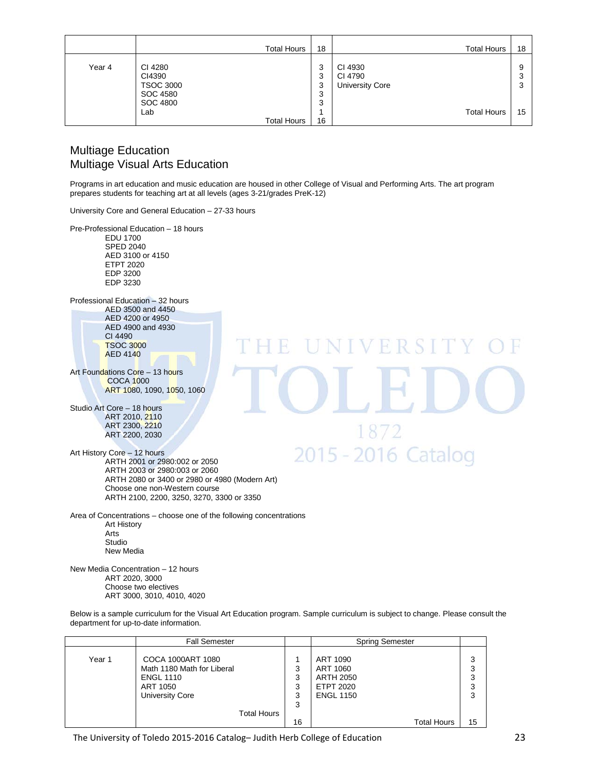| | | | | | |
|---|---|---|---|---|---|
| | Total Hours | 18 | | Total Hours | 18 |
| Year 4 | CI 4280<br>CI4390<br>TSOC 3000<br>SOC 4580<br>SOC 4800<br>Lab | 3<br>3<br>3<br>3<br>3<br>1 | CI 4930<br>CI 4790<br>University Core | 9<br>3<br>3 | |
| | Total Hours | 16 | Total Hours | 15 | |

## Multiage Education
## Multiage Visual Arts Education

Programs in art education and music education are housed in other College of Visual and Performing Arts. The art program prepares students for teaching art at all levels (ages 3-21/grades PreK-12)

University Core and General Education – 27-33 hours

Pre-Professional Education – 18 hours
- EDU 1700
- SPED 2040
- AED 3100 or 4150
- ETPT 2020
- EDP 3200
- EDP 3230

Professional Education – 32 hours
- AED 3500 and 4450
- AED 4200 or 4950
- AED 4900 and 4930
- CI 4490
- TSOC 3000
- AED 4140

Art Foundations Core – 13 hours
- COCA 1000
- ART 1080, 1090, 1050, 1060

Studio Art Core – 18 hours
- ART 2010, 2110
- ART 2300, 2210
- ART 2200, 2030

Art History Core – 12 hours
- ARTH 2001 or 2980:002 or 2050
- ARTH 2003 or 2980:003 or 2060
- ARTH 2080 or 3400 or 2980 or 4980 (Modern Art)
- Choose one non-Western course
- ARTH 2100, 2200, 3250, 3270, 3300 or 3350

Area of Concentrations – choose one of the following concentrations
- Art History
- Arts
- Studio
- New Media

New Media Concentration – 12 hours
- ART 2020, 3000
- Choose two electives
- ART 3000, 3010, 4010, 4020

Below is a sample curriculum for the Visual Art Education program. Sample curriculum is subject to change. Please consult the department for up-to-date information.

| | Fall Semester | | Spring Semester | |
|---|---|---|---|---|
| Year 1 | COCA 1000ART 1080<br>Math 1180 Math for Liberal<br>ENGL 1110<br>ART 1050<br>University Core | 1<br>3<br>3<br>3<br>3<br>3 | ART 1090<br>ART 1060<br>ARTH 2050<br>ETPT 2020<br>ENGL 1150 | 3<br>3<br>3<br>3<br>3 |
| | Total Hours | 16 | Total Hours | 15 |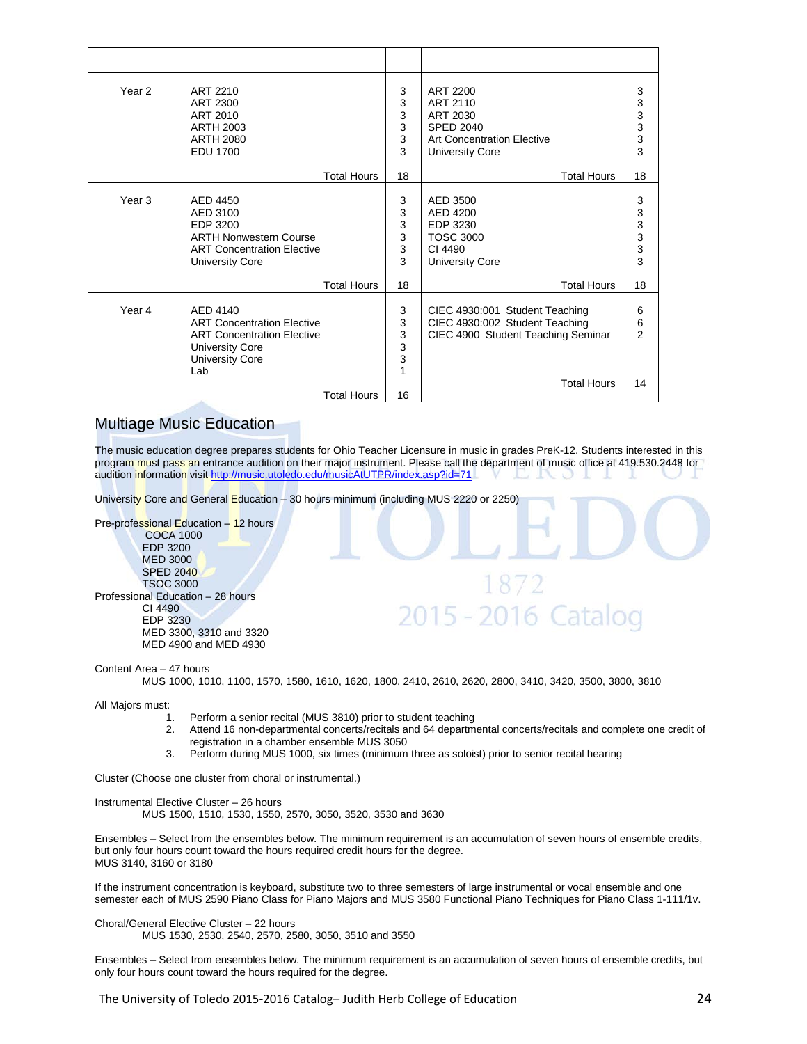| | | | | |
|---|---|---|---|---|
| Year 2 | ART 2210<br>ART 2300<br>ART 2010<br>ARTH 2003<br>ARTH 2080<br>EDU 1700 | 3<br>3<br>3<br>3<br>3<br>3 | ART 2200<br>ART 2110<br>ART 2030<br>SPED 2040<br>Art Concentration Elective<br>University Core | 3<br>3<br>3<br>3<br>3<br>3 |
| | Total Hours | 18 | Total Hours | 18 |
| Year 3 | AED 4450<br>AED 3100<br>EDP 3200<br>ARTH Nonwestern Course<br>ART Concentration Elective<br>University Core | 3<br>3<br>3<br>3<br>3<br>3 | AED 3500<br>AED 4200<br>EDP 3230<br>TOSC 3000<br>CI 4490<br>University Core | 3<br>3<br>3<br>3<br>3<br>3 |
| | Total Hours | 18 | Total Hours | 18 |
| Year 4 | AED 4140<br>ART Concentration Elective<br>ART Concentration Elective<br>University Core<br>University Core<br>Lab | 3<br>3<br>3<br>3<br>3<br>1 | CIEC 4930:001 Student Teaching<br>CIEC 4930:002 Student Teaching<br>CIEC 4900 Student Teaching Seminar | 6<br>6<br>2 |
| | Total Hours | 16 | Total Hours | 14 |

## Multiage Music Education

The music education degree prepares students for Ohio Teacher Licensure in music in grades PreK-12. Students interested in this program must pass an entrance audition on their major instrument. Please call the department of music office at 419.530.2448 for audition information visit http://music.utoledo.edu/musicAtUTPR/index.asp?id=71

University Core and General Education – 30 hours minimum (including MUS 2220 or 2250)

Pre-professional Education – 12 hours
- COCA 1000
- EDP 3200
- MED 3000
- SPED 2040
- TOSC 3000

Professional Education – 28 hours
- CI 4490
- EDP 3230
- MED 3300, 3310 and 3320
- MED 4900 and MED 4930

Content Area – 47 hours
MUS 1000, 1010, 1100, 1570, 1580, 1610, 1620, 1800, 2410, 2610, 2620, 2800, 3410, 3420, 3500, 3800, 3810

All Majors must:

1. Perform a senior recital (MUS 3810) prior to student teaching
2. Attend 16 non-departmental concerts/recitals and 64 departmental concerts/recitals and complete one credit of registration in a chamber ensemble MUS 3050
3. Perform during MUS 1000, six times (minimum three as soloist) prior to senior recital hearing

Cluster (Choose one cluster from choral or instrumental.)

Instrumental Elective Cluster – 26 hours
MUS 1500, 1510, 1530, 1550, 2570, 3050, 3520, 3530 and 3630

Ensembles – Select from the ensembles below. The minimum requirement is an accumulation of seven hours of ensemble credits, but only four hours count toward the hours required credit hours for the degree.
MUS 3140, 3160 or 3180

If the instrument concentration is keyboard, substitute two to three semesters of large instrumental or vocal ensemble and one semester each of MUS 2590 Piano Class for Piano Majors and MUS 3580 Functional Piano Techniques for Piano Class 1-111/1v.

Choral/General Elective Cluster – 22 hours
MUS 1530, 2530, 2540, 2570, 2580, 3050, 3510 and 3550

Ensembles – Select from ensembles below. The minimum requirement is an accumulation of seven hours of ensemble credits, but only four hours count toward the hours required for the degree.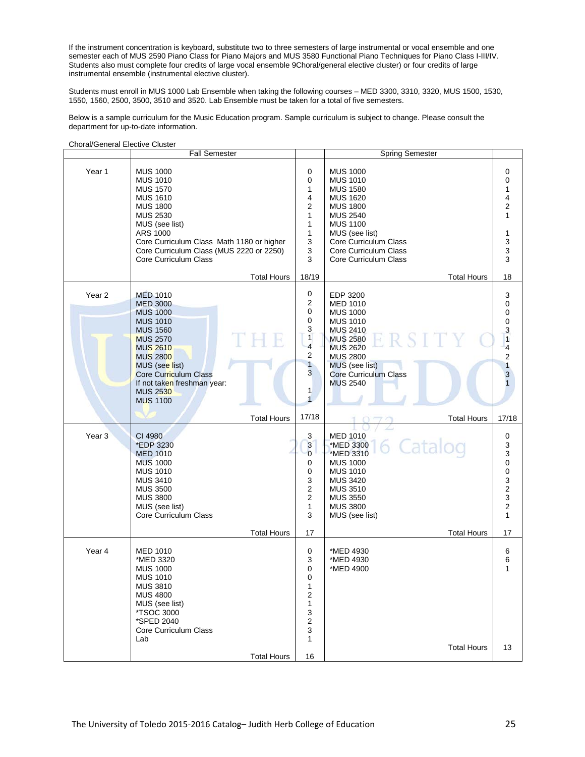If the instrument concentration is keyboard, substitute two to three semesters of large instrumental or vocal ensemble and one semester each of MUS 2590 Piano Class for Piano Majors and MUS 3580 Functional Piano Techniques for Piano Class I-III/IV. Students also must complete four credits of large vocal ensemble 9Choral/general elective cluster) or four credits of large instrumental ensemble (instrumental elective cluster).

Students must enroll in MUS 1000 Lab Ensemble when taking the following courses – MED 3300, 3310, 3320, MUS 1500, 1530, 1550, 1560, 2500, 3500, 3510 and 3520. Lab Ensemble must be taken for a total of five semesters.

Below is a sample curriculum for the Music Education program. Sample curriculum is subject to change. Please consult the department for up-to-date information.

Choral/General Elective Cluster

| | Fall Semester | | Spring Semester | |
|---|---|---|---|---|
| Year 1 | MUS 1000 | 0 | MUS 1000 | 0 |
| | MUS 1010 | 0 | MUS 1010 | 0 |
| | MUS 1570 | 1 | MUS 1580 | 1 |
| | MUS 1610 | 4 | MUS 1620 | 4 |
| | MUS 1800 | 2 | MUS 1800 | 2 |
| | MUS 2530 | 1 | MUS 2540 | 1 |
| | MUS (see list) | 1 | MUS 1100 | |
| | ARS 1000 | 1 | MUS (see list) | 1 |
| | Core Curriculum Class Math 1180 or higher | 3 | Core Curriculum Class | 3 |
| | Core Curriculum Class (MUS 2220 or 2250) | 3 | Core Curriculum Class | 3 |
| | Core Curriculum Class | 3 | Core Curriculum Class | 3 |
| | Total Hours | 18/19 | Total Hours | 18 |
| Year 2 | MED 1010 | 0 | EDP 3200 | 3 |
| | MED 3000 | 2 | MED 1010 | 0 |
| | MUS 1000 | 0 | MUS 1000 | 0 |
| | MUS 1010 | 0 | MUS 1010 | 0 |
| | MUS 1560 | 3 | MUS 2410 | 3 |
| | MUS 2570 | 1 | MUS 2580 | 1 |
| | MUS 2610 | 4 | MUS 2620 | 4 |
| | MUS 2800 | 2 | MUS 2800 | 2 |
| | MUS (see list) | 1 | MUS (see list) | 1 |
| | Core Curriculum Class | 3 | Core Curriculum Class | 3 |
| | If not taken freshman year: | | MUS 2540 | 1 |
| | MUS 2530 | 1 | | |
| | MUS 1100 | 1 | | |
| | Total Hours | 17/18 | Total Hours | 17/18 |
| Year 3 | CI 4980 | 3 | MED 1010 | 0 |
| | *EDP 3230 | 3 | *MED 3300 | 3 |
| | MED 1010 | 0 | *MED 3310 | 3 |
| | MUS 1000 | 0 | MUS 1000 | 0 |
| | MUS 1010 | 0 | MUS 1010 | 0 |
| | MUS 3410 | 3 | MUS 3420 | 3 |
| | MUS 3500 | 2 | MUS 3510 | 2 |
| | MUS 3800 | 2 | MUS 3550 | 3 |
| | MUS (see list) | 1 | MUS 3800 | 2 |
| | Core Curriculum Class | 3 | MUS (see list) | 1 |
| | Total Hours | 17 | Total Hours | 17 |
| Year 4 | MED 1010 | 0 | *MED 4930 | 6 |
| | *MED 3320 | 3 | *MED 4930 | 6 |
| | MUS 1000 | 0 | *MED 4900 | 1 |
| | MUS 1010 | 0 | | |
| | MUS 3810 | 1 | | |
| | MUS 4800 | 2 | | |
| | MUS (see list) | 1 | | |
| | *TSOC 3000 | 3 | | |
| | *SPED 2040 | 2 | | |
| | Core Curriculum Class | 3 | | |
| | Lab | 1 | Total Hours | 13 |
| | Total Hours | 16 | | |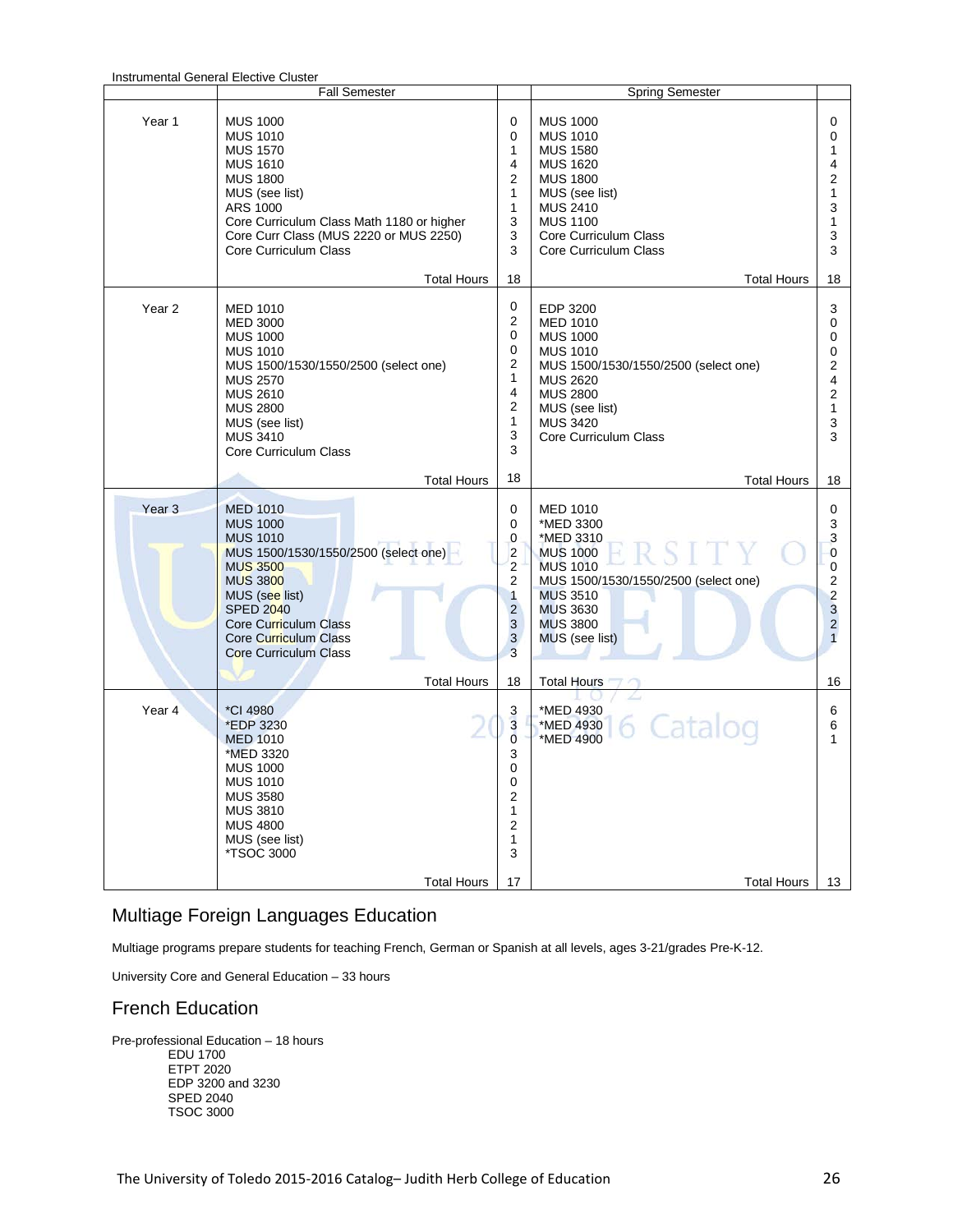Instrumental General Elective Cluster

| | Fall Semester | | Spring Semester | |
|---|---|---|---|---|
| Year 1 | MUS 1000 | 0 | MUS 1000 | 0 |
| | MUS 1010 | 0 | MUS 1010 | 0 |
| | MUS 1570 | 1 | MUS 1580 | 1 |
| | MUS 1610 | 4 | MUS 1620 | 4 |
| | MUS 1800 | 2 | MUS 1800 | 2 |
| | MUS (see list) | 1 | MUS (see list) | 1 |
| | ARS 1000 | 1 | MUS 2410 | 3 |
| | Core Curriculum Class Math 1180 or higher | 3 | MUS 1100 | 1 |
| | Core Curr Class (MUS 2220 or MUS 2250) | 3 | Core Curriculum Class | 3 |
| | Core Curriculum Class | 3 | Core Curriculum Class | 3 |
| | Total Hours | 18 | Total Hours | 18 |
| Year 2 | MED 1010 | 0 | EDP 3200 | 3 |
| | MED 3000 | 2 | MED 1010 | 0 |
| | MUS 1000 | 0 | MUS 1000 | 0 |
| | MUS 1010 | 0 | MUS 1010 | 0 |
| | MUS 1500/1530/1550/2500 (select one) | 2 | MUS 1500/1530/1550/2500 (select one) | 2 |
| | MUS 2570 | 1 | MUS 2620 | 4 |
| | MUS 2610 | 4 | MUS 2800 | 2 |
| | MUS 2800 | 2 | MUS (see list) | 1 |
| | MUS (see list) | 1 | MUS 3420 | 3 |
| | MUS 3410 | 3 | Core Curriculum Class | 3 |
| | Core Curriculum Class | 3 | | |
| | Total Hours | 18 | Total Hours | 18 |
| Year 3 | MED 1010 | 0 | MED 1010 | 0 |
| | MUS 1000 | 0 | *MED 3300 | 3 |
| | MUS 1010 | 0 | *MED 3310 | 3 |
| | MUS 1500/1530/1550/2500 (select one) | 2 | MUS 1000 | 0 |
| | MUS 3500 | 2 | MUS 1010 | 0 |
| | MUS 3800 | 2 | MUS 1500/1530/1550/2500 (select one) | 2 |
| | MUS (see list) | 1 | MUS 3510 | 2 |
| | SPED 2040 | 2 | MUS 3630 | 3 |
| | Core Curriculum Class | 3 | MUS 3800 | 2 |
| | Core Curriculum Class | 3 | MUS (see list) | 1 |
| | Core Curriculum Class | 3 | | |
| | Total Hours | 18 | Total Hours | 16 |
| Year 4 | *CI 4980 | 3 | *MED 4930 | 6 |
| | *EDP 3230 | 3 | *MED 4930 | 6 |
| | MED 1010 | 0 | *MED 4900 | 1 |
| | *MED 3320 | 3 | | |
| | MUS 1000 | 0 | | |
| | MUS 1010 | 0 | | |
| | MUS 3580 | 2 | | |
| | MUS 3810 | 1 | | |
| | MUS 4800 | 2 | | |
| | MUS (see list) | 1 | | |
| | *TSOC 3000 | 3 | | |
| | Total Hours | 17 | Total Hours | 13 |

## Multiage Foreign Languages Education

Multiage programs prepare students for teaching French, German or Spanish at all levels, ages 3-21/grades Pre-K-12.

University Core and General Education – 33 hours

## French Education

Pre-professional Education – 18 hours
- EDU 1700
- ETPT 2020
- EDP 3200 and 3230
- SPED 2040
- TSOC 3000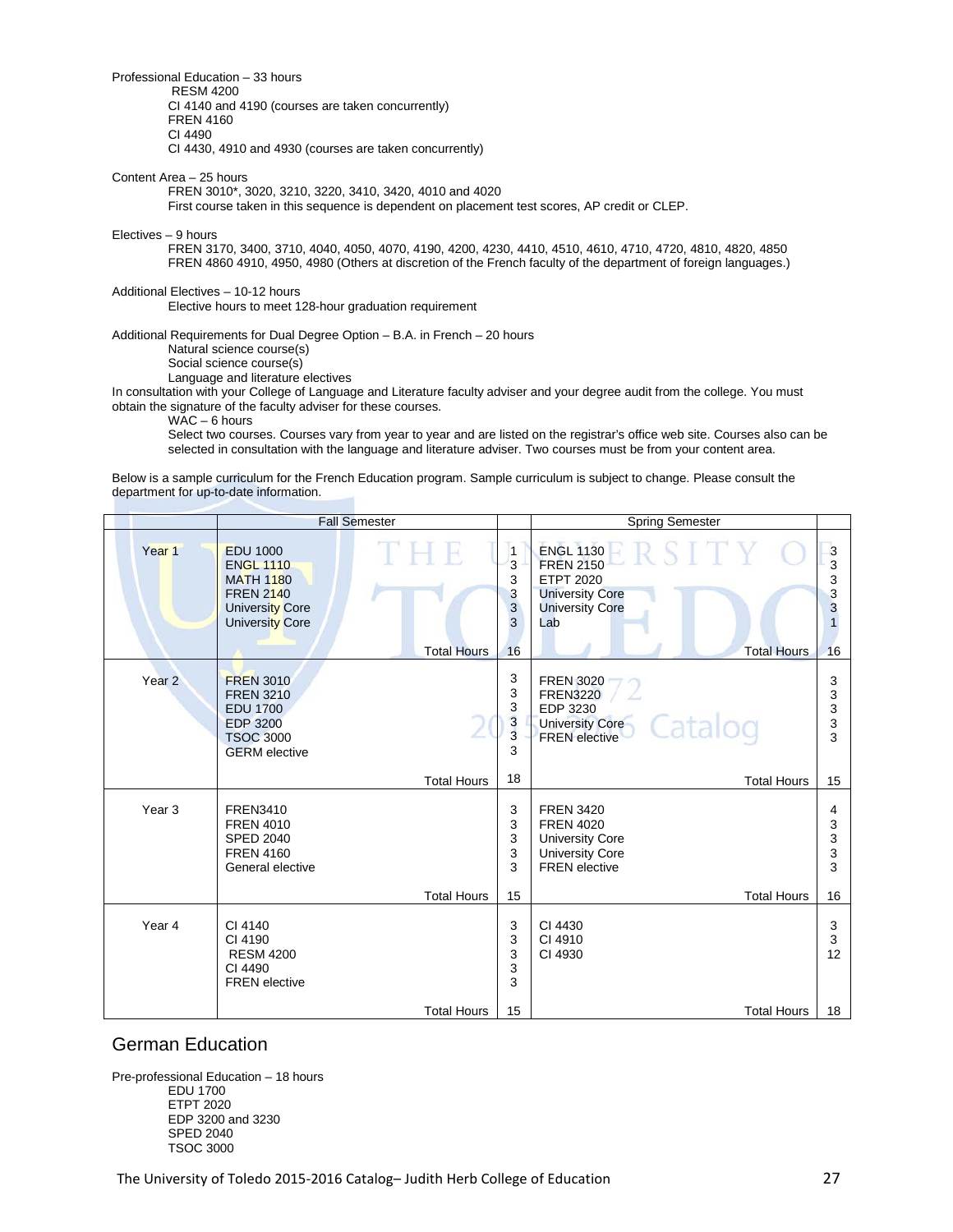Professional Education – 33 hours

- RESM 4200
- CI 4140 and 4190 (courses are taken concurrently)
- FREN 4160
- CI 4490
- CI 4430, 4910 and 4930 (courses are taken concurrently)

Content Area – 25 hours

- FREN 3010*, 3020, 3210, 3220, 3410, 3420, 4010 and 4020
- First course taken in this sequence is dependent on placement test scores, AP credit or CLEP.

Electives – 9 hours

- FREN 3170, 3400, 3710, 4040, 4050, 4070, 4190, 4200, 4230, 4410, 4510, 4610, 4710, 4720, 4810, 4820, 4850 FREN 4860 4910, 4950, 4980 (Others at discretion of the French faculty of the department of foreign languages.)

Additional Electives – 10-12 hours

- Elective hours to meet 128-hour graduation requirement

Additional Requirements for Dual Degree Option – B.A. in French – 20 hours

- Natural science course(s)
- Social science course(s)
- Language and literature electives

In consultation with your College of Language and Literature faculty adviser and your degree audit from the college. You must obtain the signature of the faculty adviser for these courses.

- WAC – 6 hours
- Select two courses. Courses vary from year to year and are listed on the registrar's office web site. Courses also can be selected in consultation with the language and literature adviser. Two courses must be from your content area.

Below is a sample curriculum for the French Education program. Sample curriculum is subject to change. Please consult the department for up-to-date information.

| | Fall Semester | | Spring Semester | |
|---|---|---|---|---|
| Year 1 | EDU 1000 | 1 | ENGL 1130 | 3 |
| | ENGL 1110 | 3 | FREN 2150 | 3 |
| | MATH 1180 | 3 | ETPT 2020 | 3 |
| | FREN 2140 | 3 | University Core | 3 |
| | University Core | 3 | University Core | 3 |
| | University Core | 3 | Lab | 1 |
| | Total Hours | 16 | Total Hours | 16 |
| Year 2 | FREN 3010 | 3 | FREN 3020 | 3 |
| | FREN 3210 | 3 | FREN3220 | 3 |
| | EDU 1700 | 3 | EDP 3230 | 3 |
| | EDP 3200 | 3 | University Core | 3 |
| | TSOC 3000 | 3 | FREN elective | 3 |
| | GERM elective | 3 | | |
| | Total Hours | 18 | Total Hours | 15 |
| Year 3 | FREN3410 | 3 | FREN 3420 | 4 |
| | FREN 4010 | 3 | FREN 4020 | 3 |
| | SPED 2040 | 3 | University Core | 3 |
| | FREN 4160 | 3 | University Core | 3 |
| | General elective | 3 | FREN elective | 3 |
| | Total Hours | 15 | Total Hours | 16 |
| Year 4 | CI 4140 | 3 | CI 4430 | 3 |
| | CI 4190 | 3 | CI 4910 | 3 |
| | RESM 4200 | 3 | CI 4930 | 12 |
| | CI 4490 | 3 | | |
| | FREN elective | 3 | | |
| | Total Hours | 15 | Total Hours | 18 |

## German Education

Pre-professional Education – 18 hours

- EDU 1700
- ETPT 2020
- EDP 3200 and 3230
- SPED 2040
- TSOC 3000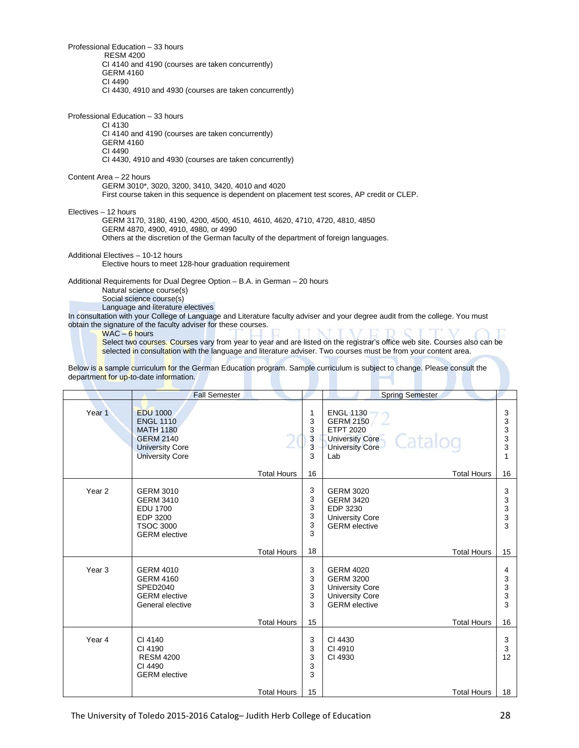Professional Education – 33 hours

- RESM 4200
- CI 4140 and 4190 (courses are taken concurrently)
- GERM 4160
- CI 4490
- CI 4430, 4910 and 4930 (courses are taken concurrently)

Professional Education – 33 hours

- CI 4130
- CI 4140 and 4190 (courses are taken concurrently)
- GERM 4160
- CI 4490
- CI 4430, 4910 and 4930 (courses are taken concurrently)

Content Area – 22 hours

GERM 3010*, 3020, 3200, 3410, 3420, 4010 and 4020
First course taken in this sequence is dependent on placement test scores, AP credit or CLEP.

Electives – 12 hours

GERM 3170, 3180, 4190, 4200, 4500, 4510, 4610, 4620, 4710, 4720, 4810, 4850
GERM 4870, 4900, 4910, 4980, or 4990
Others at the discretion of the German faculty of the department of foreign languages.

Additional Electives – 10-12 hours

Elective hours to meet 128-hour graduation requirement

Additional Requirements for Dual Degree Option – B.A. in German – 20 hours

- Natural science course(s)
- Social science course(s)
- Language and literature electives

In consultation with your College of Language and Literature faculty adviser and your degree audit from the college. You must obtain the signature of the faculty adviser for these courses.

WAC – 6 hours

Select two courses. Courses vary from year to year and are listed on the registrar's office web site. Courses also can be selected in consultation with the language and literature adviser. Two courses must be from your content area.

Below is a sample curriculum for the German Education program. Sample curriculum is subject to change. Please consult the department for up-to-date information.

| | Fall Semester | | Spring Semester | |
|---|---|---|---|---|
| Year 1 | EDU 1000 | 1 | ENGL 1130 | 3 |
| | ENGL 1110 | 3 | GERM 2150 | 3 |
| | MATH 1180 | 3 | ETPT 2020 | 3 |
| | GERM 2140 | 3 | University Core | 3 |
| | University Core | 3 | University Core | 3 |
| | University Core | 3 | Lab | 1 |
| | Total Hours | 16 | Total Hours | 16 |
| Year 2 | GERM 3010 | 3 | GERM 3020 | 3 |
| | GERM 3410 | 3 | GERM 3420 | 3 |
| | EDU 1700 | 3 | EDP 3230 | 3 |
| | EDP 3200 | 3 | University Core | 3 |
| | TSOC 3000 | 3 | GERM elective | 3 |
| | GERM elective | 3 | | |
| | Total Hours | 18 | Total Hours | 15 |
| Year 3 | GERM 4010 | 3 | GERM 4020 | 4 |
| | GERM 4160 | 3 | GERM 3200 | 3 |
| | SPED2040 | 3 | University Core | 3 |
| | GERM elective | 3 | University Core | 3 |
| | General elective | 3 | GERM elective | 3 |
| | Total Hours | 15 | Total Hours | 16 |
| Year 4 | CI 4140 | 3 | CI 4430 | 3 |
| | CI 4190 | 3 | CI 4910 | 3 |
| | RESM 4200 | 3 | CI 4930 | 12 |
| | CI 4490 | 3 | | |
| | GERM elective | 3 | | |
| | Total Hours | 15 | Total Hours | 18 |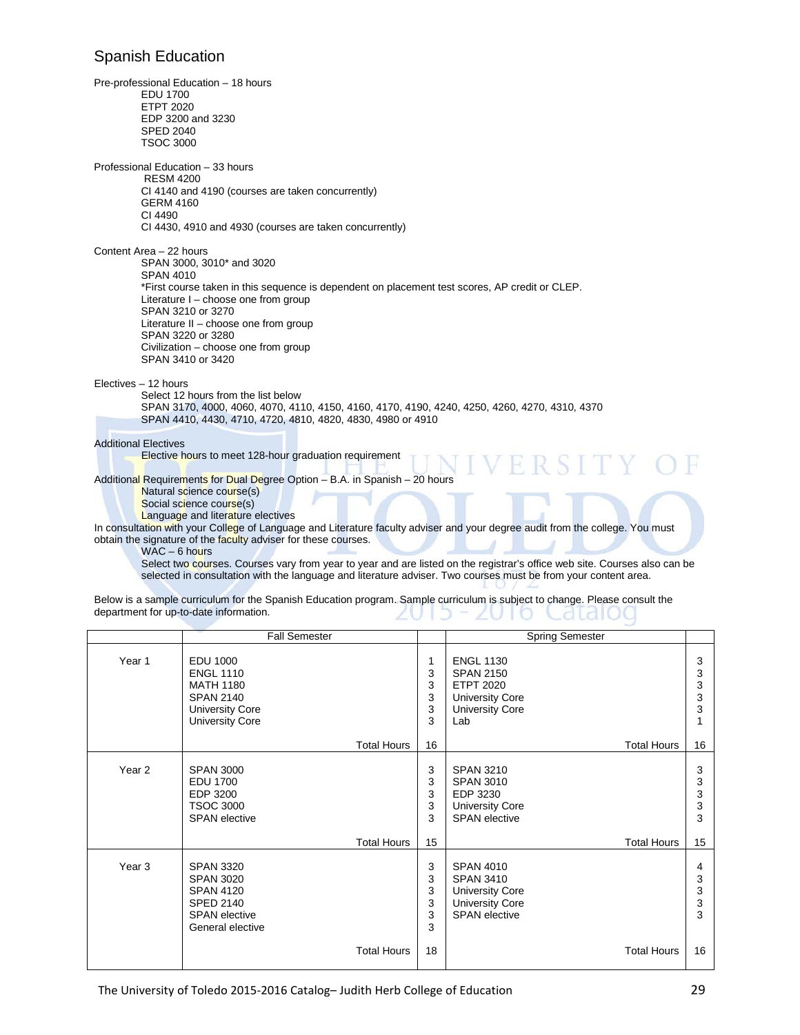# Spanish Education

Pre-professional Education – 18 hours
- EDU 1700
- ETPT 2020
- EDP 3200 and 3230
- SPED 2040
- TSOC 3000

Professional Education – 33 hours
- RESM 4200
- CI 4140 and 4190 (courses are taken concurrently)
- GERM 4160
- CI 4490
- CI 4430, 4910 and 4930 (courses are taken concurrently)

Content Area – 22 hours
- SPAN 3000, 3010* and 3020
- SPAN 4010
- *First course taken in this sequence is dependent on placement test scores, AP credit or CLEP.
- Literature I – choose one from group
- SPAN 3210 or 3270
- Literature II – choose one from group
- SPAN 3220 or 3280
- Civilization – choose one from group
- SPAN 3410 or 3420

Electives – 12 hours
- Select 12 hours from the list below
- SPAN 3170, 4000, 4060, 4070, 4110, 4150, 4160, 4170, 4190, 4240, 4250, 4260, 4270, 4310, 4370
- SPAN 4410, 4430, 4710, 4720, 4810, 4820, 4830, 4980 or 4910

Additional Electives
- Elective hours to meet 128-hour graduation requirement

Additional Requirements for Dual Degree Option – B.A. in Spanish – 20 hours
- Natural science course(s)
- Social science course(s)
- Language and literature electives

In consultation with your College of Language and Literature faculty adviser and your degree audit from the college. You must obtain the signature of the faculty adviser for these courses.
- WAC – 6 hours
- Select two courses. Courses vary from year to year and are listed on the registrar's office web site. Courses also can be selected in consultation with the language and literature adviser. Two courses must be from your content area.

Below is a sample curriculum for the Spanish Education program. Sample curriculum is subject to change. Please consult the department for up-to-date information.

| | Fall Semester | | Spring Semester | |
|---|---|---|---|---|
| Year 1 | EDU 1000 | 1 | ENGL 1130 | 3 |
| | ENGL 1110 | 3 | SPAN 2150 | 3 |
| | MATH 1180 | 3 | ETPT 2020 | 3 |
| | SPAN 2140 | 3 | University Core | 3 |
| | University Core | 3 | University Core | 3 |
| | University Core | 3 | Lab | 1 |
| | Total Hours | 16 | Total Hours | 16 |
| Year 2 | SPAN 3000 | 3 | SPAN 3210 | 3 |
| | EDU 1700 | 3 | SPAN 3010 | 3 |
| | EDP 3200 | 3 | EDP 3230 | 3 |
| | TSOC 3000 | 3 | University Core | 3 |
| | SPAN elective | 3 | SPAN elective | 3 |
| | Total Hours | 15 | Total Hours | 15 |
| Year 3 | SPAN 3320 | 3 | SPAN 4010 | 4 |
| | SPAN 3020 | 3 | SPAN 3410 | 3 |
| | SPAN 4120 | 3 | University Core | 3 |
| | SPED 2140 | 3 | University Core | 3 |
| | SPAN elective | 3 | SPAN elective | 3 |
| | General elective | 3 | | |
| | Total Hours | 18 | Total Hours | 16 |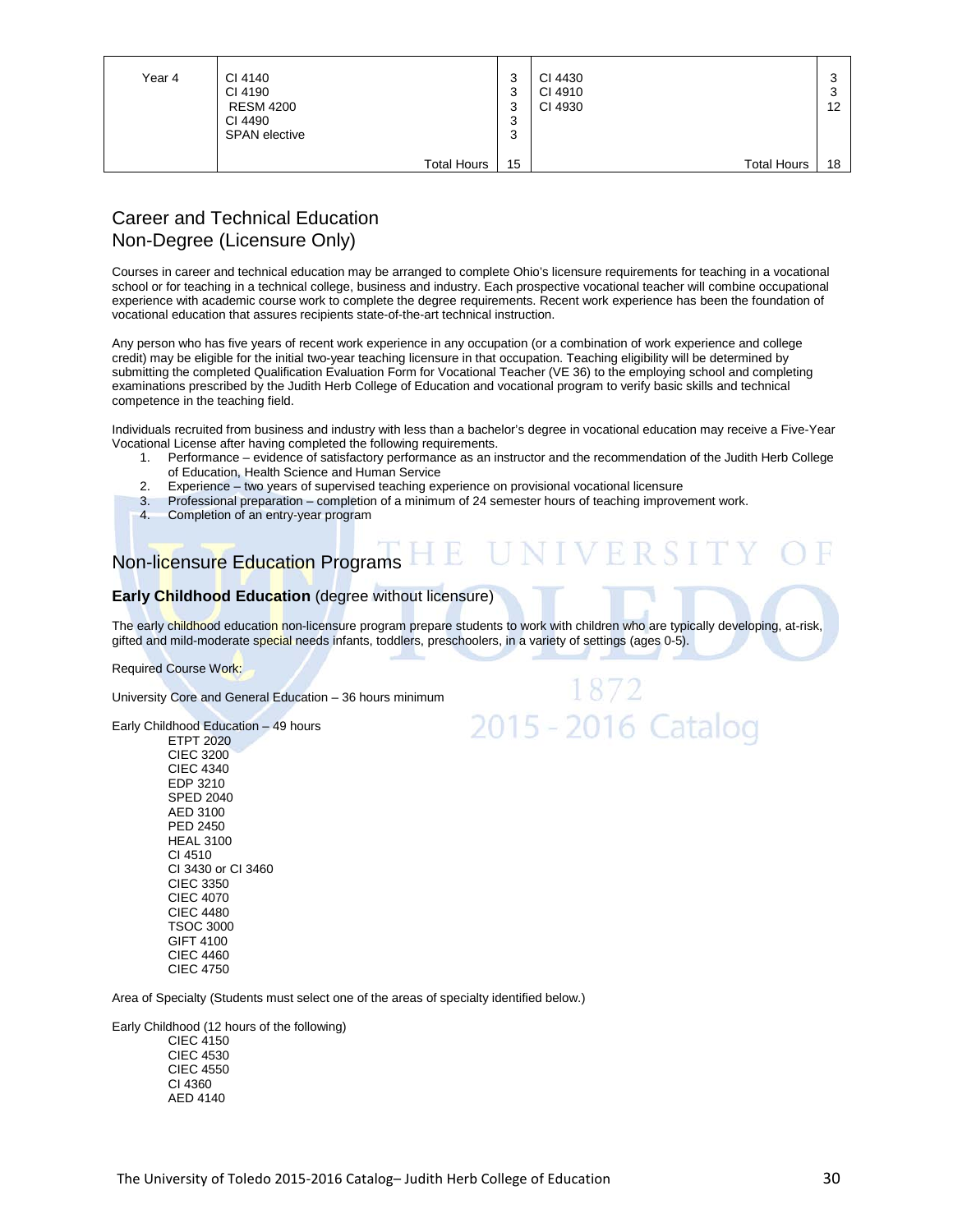| Year 4 | CI 4140<br>CI 4190<br>RESM 4200<br>CI 4490<br>SPAN elective | 3<br>3<br>3<br>3<br>3 | CI 4430<br>CI 4910<br>CI 4930 | 3<br>3<br>12 |
|---|---|---|---|---|
| | Total Hours | 15 | Total Hours | 18 |

## Career and Technical Education
## Non-Degree (Licensure Only)

Courses in career and technical education may be arranged to complete Ohio's licensure requirements for teaching in a vocational school or for teaching in a technical college, business and industry. Each prospective vocational teacher will combine occupational experience with academic course work to complete the degree requirements. Recent work experience has been the foundation of vocational education that assures recipients state-of-the-art technical instruction.

Any person who has five years of recent work experience in any occupation (or a combination of work experience and college credit) may be eligible for the initial two-year teaching licensure in that occupation. Teaching eligibility will be determined by submitting the completed Qualification Evaluation Form for Vocational Teacher (VE 36) to the employing school and completing examinations prescribed by the Judith Herb College of Education and vocational program to verify basic skills and technical competence in the teaching field.

Individuals recruited from business and industry with less than a bachelor's degree in vocational education may receive a Five-Year Vocational License after having completed the following requirements.

1. Performance – evidence of satisfactory performance as an instructor and the recommendation of the Judith Herb College of Education, Health Science and Human Service
2. Experience – two years of supervised teaching experience on provisional vocational licensure
3. Professional preparation – completion of a minimum of 24 semester hours of teaching improvement work.
4. Completion of an entry-year program

## Non-licensure Education Programs

**Early Childhood Education** (degree without licensure)

The early childhood education non-licensure program prepare students to work with children who are typically developing, at-risk, gifted and mild-moderate special needs infants, toddlers, preschoolers, in a variety of settings (ages 0-5).

Required Course Work:

University Core and General Education – 36 hours minimum

Early Childhood Education – 49 hours

- ETPT 2020
- CIEC 3200
- CIEC 4340
- EDP 3210
- SPED 2040
- AED 3100
- PED 2450
- HEAL 3100
- CI 4510
- CI 3430 or CI 3460
- CIEC 3350
- CIEC 4070
- CIEC 4480
- TSOC 3000
- GIFT 4100
- CIEC 4460
- CIEC 4750

Area of Specialty (Students must select one of the areas of specialty identified below.)

Early Childhood (12 hours of the following)

- CIEC 4150
- CIEC 4530
- CIEC 4550
- CI 4360
- AED 4140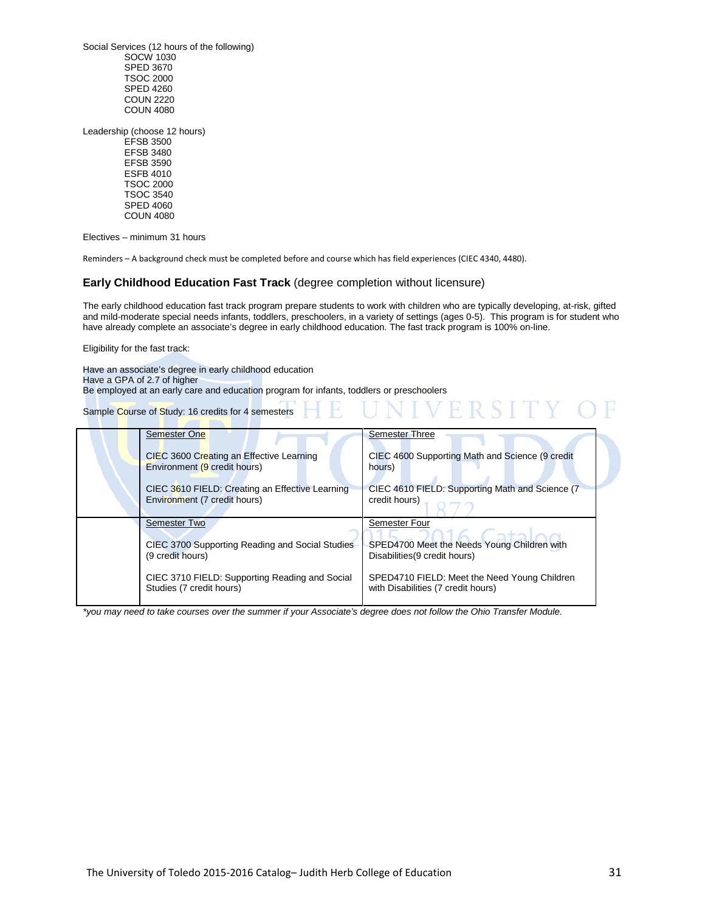Social Services (12 hours of the following)
- SOCW 1030
- SPED 3670
- TSOC 2000
- SPED 4260
- COUN 2220
- COUN 4080

Leadership (choose 12 hours)
- EFSB 3500
- EFSB 3480
- EFSB 3590
- ESFB 4010
- TSOC 2000
- TSOC 3540
- SPED 4060
- COUN 4080

Electives – minimum 31 hours

Reminders – A background check must be completed before and course which has field experiences (CIEC 4340, 4480).

### **Early Childhood Education Fast Track** (degree completion without licensure)

The early childhood education fast track program prepare students to work with children who are typically developing, at-risk, gifted and mild-moderate special needs infants, toddlers, preschoolers, in a variety of settings (ages 0-5). This program is for student who have already complete an associate's degree in early childhood education. The fast track program is 100% on-line.

Eligibility for the fast track:

Have an associate's degree in early childhood education
Have a GPA of 2.7 of higher
Be employed at an early care and education program for infants, toddlers or preschoolers

Sample Course of Study: 16 credits for 4 semesters

| | | |
|---|---|---|
| | Semester One<br><br>CIEC 3600 Creating an Effective Learning Environment (9 credit hours)<br><br>CIEC 3610 FIELD: Creating an Effective Learning Environment (7 credit hours) | Semester Three<br><br>CIEC 4600 Supporting Math and Science (9 credit hours)<br><br>CIEC 4610 FIELD: Supporting Math and Science (7 credit hours) |
| | Semester Two<br><br>CIEC 3700 Supporting Reading and Social Studies (9 credit hours)<br><br>CIEC 3710 FIELD: Supporting Reading and Social Studies (7 credit hours) | Semester Four<br><br>SPED4700 Meet the Needs Young Children with Disabilities(9 credit hours)<br><br>SPED4710 FIELD: Meet the Need Young Children with Disabilities (7 credit hours) |

*\*you may need to take courses over the summer if your Associate's degree does not follow the Ohio Transfer Module.*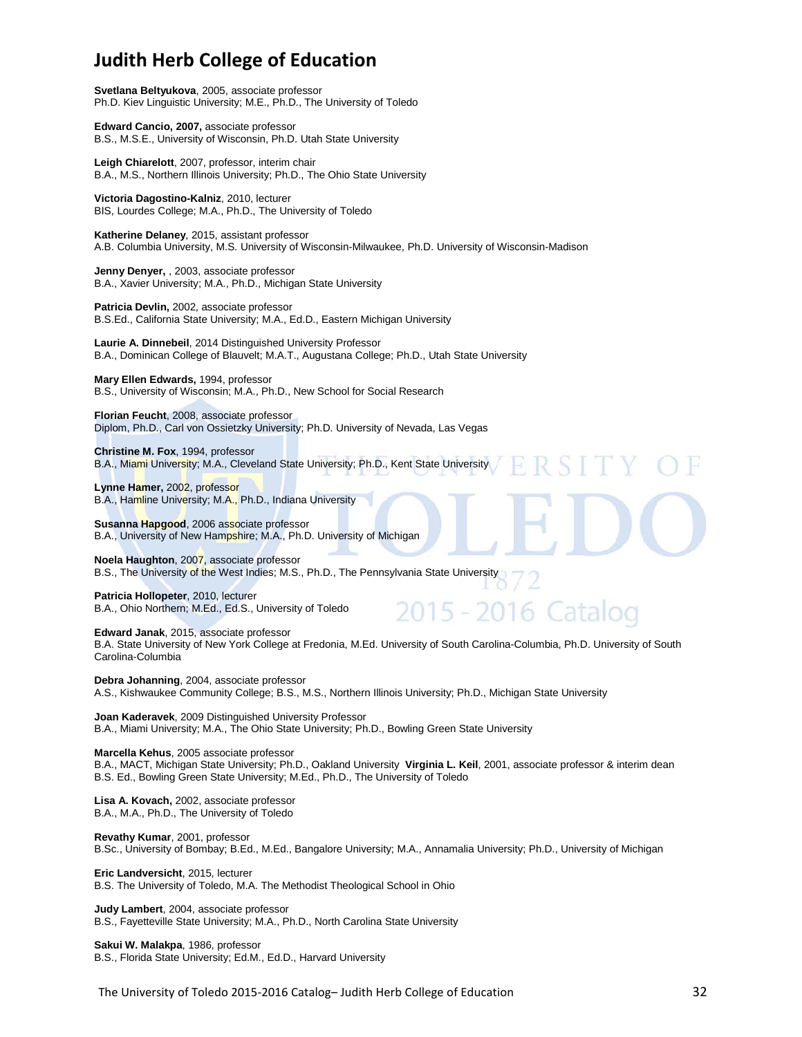# Judith Herb College of Education

**Svetlana Beltyukova**, 2005, associate professor
Ph.D. Kiev Linguistic University; M.E., Ph.D., The University of Toledo

**Edward Cancio, 2007,** associate professor
B.S., M.S.E., University of Wisconsin, Ph.D. Utah State University

**Leigh Chiarelott**, 2007, professor, interim chair
B.A., M.S., Northern Illinois University; Ph.D., The Ohio State University

**Victoria Dagostino-Kalniz**, 2010, lecturer
BIS, Lourdes College; M.A., Ph.D., The University of Toledo

**Katherine Delaney**, 2015, assistant professor
A.B. Columbia University, M.S. University of Wisconsin-Milwaukee, Ph.D. University of Wisconsin-Madison

**Jenny Denyer,** , 2003, associate professor
B.A., Xavier University; M.A., Ph.D., Michigan State University

**Patricia Devlin,** 2002, associate professor
B.S.Ed., California State University; M.A., Ed.D., Eastern Michigan University

**Laurie A. Dinnebeil**, 2014 Distinguished University Professor
B.A., Dominican College of Blauvelt; M.A.T., Augustana College; Ph.D., Utah State University

**Mary Ellen Edwards,** 1994, professor
B.S., University of Wisconsin; M.A., Ph.D., New School for Social Research

**Florian Feucht**, 2008, associate professor
Diplom, Ph.D., Carl von Ossietzky University; Ph.D. University of Nevada, Las Vegas

**Christine M. Fox**, 1994, professor
B.A., Miami University; M.A., Cleveland State University; Ph.D., Kent State University

**Lynne Hamer,** 2002, professor
B.A., Hamline University; M.A., Ph.D., Indiana University

**Susanna Hapgood**, 2006 associate professor
B.A., University of New Hampshire; M.A., Ph.D. University of Michigan

**Noela Haughton**, 2007, associate professor
B.S., The University of the West Indies; M.S., Ph.D., The Pennsylvania State University

**Patricia Hollopeter**, 2010, lecturer
B.A., Ohio Northern; M.Ed., Ed.S., University of Toledo

**Edward Janak**, 2015, associate professor
B.A. State University of New York College at Fredonia, M.Ed. University of South Carolina-Columbia, Ph.D. University of South Carolina-Columbia

**Debra Johanning**, 2004, associate professor
A.S., Kishwaukee Community College; B.S., M.S., Northern Illinois University; Ph.D., Michigan State University

**Joan Kaderavek**, 2009 Distinguished University Professor
B.A., Miami University; M.A., The Ohio State University; Ph.D., Bowling Green State University

**Marcella Kehus**, 2005 associate professor
B.A., MACT, Michigan State University; Ph.D., Oakland University **Virginia L. Keil**, 2001, associate professor & interim dean
B.S. Ed., Bowling Green State University; M.Ed., Ph.D., The University of Toledo

**Lisa A. Kovach,** 2002, associate professor
B.A., M.A., Ph.D., The University of Toledo

**Revathy Kumar**, 2001, professor
B.Sc., University of Bombay; B.Ed., M.Ed., Bangalore University; M.A., Annamalia University; Ph.D., University of Michigan

**Eric Landversicht**, 2015, lecturer
B.S. The University of Toledo, M.A. The Methodist Theological School in Ohio

**Judy Lambert**, 2004, associate professor
B.S., Fayetteville State University; M.A., Ph.D., North Carolina State University

**Sakui W. Malakpa**, 1986, professor
B.S., Florida State University; Ed.M., Ed.D., Harvard University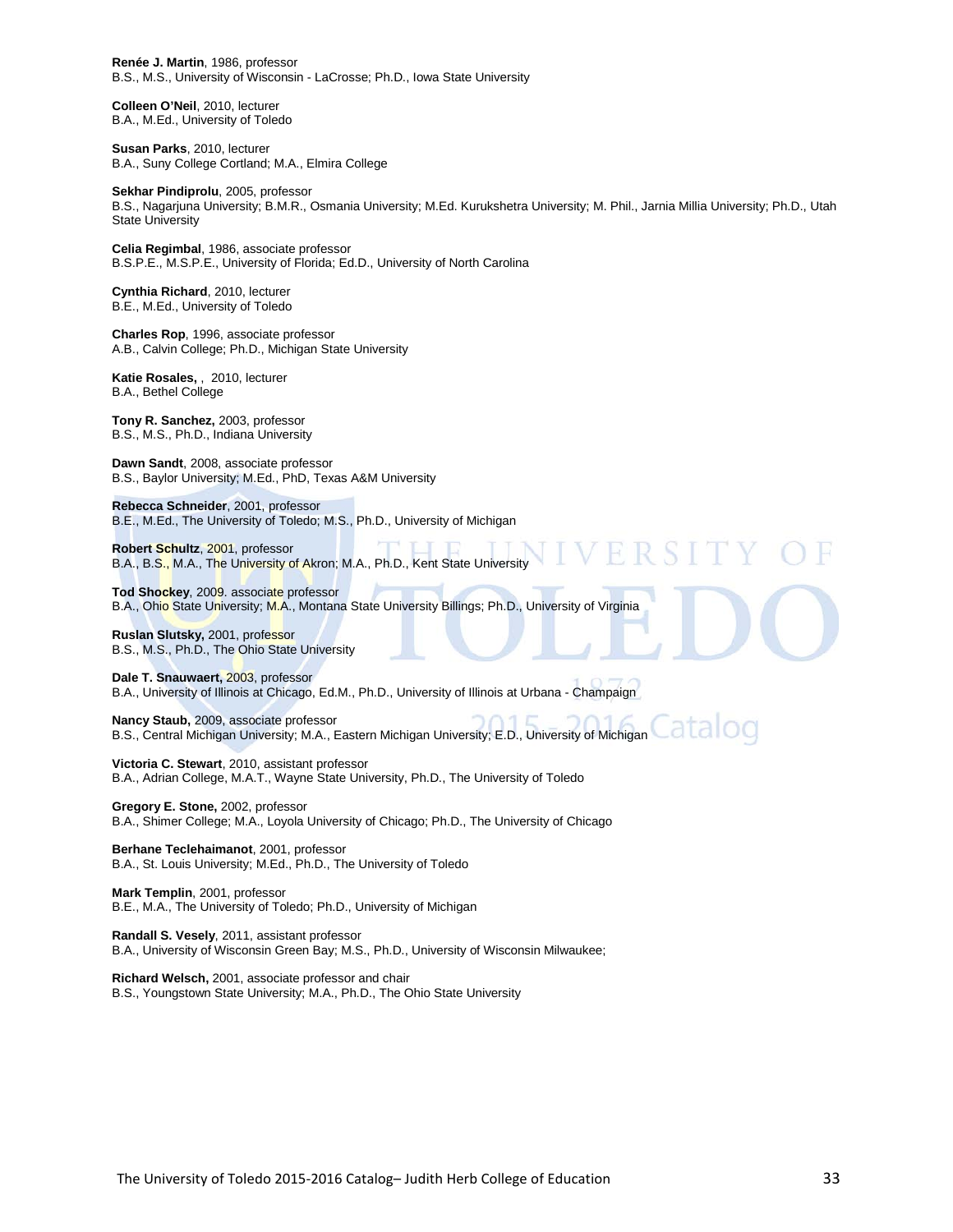**Renée J. Martin**, 1986, professor
B.S., M.S., University of Wisconsin - LaCrosse; Ph.D., Iowa State University

**Colleen O'Neil**, 2010, lecturer
B.A., M.Ed., University of Toledo

**Susan Parks**, 2010, lecturer
B.A., Suny College Cortland; M.A., Elmira College

**Sekhar Pindiprolu**, 2005, professor
B.S., Nagarjuna University; B.M.R., Osmania University; M.Ed. Kurukshetra University; M. Phil., Jarnia Millia University; Ph.D., Utah State University

**Celia Regimbal**, 1986, associate professor
B.S.P.E., M.S.P.E., University of Florida; Ed.D., University of North Carolina

**Cynthia Richard**, 2010, lecturer
B.E., M.Ed., University of Toledo

**Charles Rop**, 1996, associate professor
A.B., Calvin College; Ph.D., Michigan State University

**Katie Rosales,** , 2010, lecturer
B.A., Bethel College

**Tony R. Sanchez,** 2003, professor
B.S., M.S., Ph.D., Indiana University

**Dawn Sandt**, 2008, associate professor
B.S., Baylor University; M.Ed., PhD, Texas A&M University

**Rebecca Schneider**, 2001, professor
B.E., M.Ed., The University of Toledo; M.S., Ph.D., University of Michigan

**Robert Schultz**, 2001, professor
B.A., B.S., M.A., The University of Akron; M.A., Ph.D., Kent State University

**Tod Shockey**, 2009. associate professor
B.A., Ohio State University; M.A., Montana State University Billings; Ph.D., University of Virginia

**Ruslan Slutsky,** 2001, professor
B.S., M.S., Ph.D., The Ohio State University

**Dale T. Snauwaert,** 2003, professor
B.A., University of Illinois at Chicago, Ed.M., Ph.D., University of Illinois at Urbana - Champaign

**Nancy Staub,** 2009, associate professor
B.S., Central Michigan University; M.A., Eastern Michigan University; E.D., University of Michigan

**Victoria C. Stewart**, 2010, assistant professor
B.A., Adrian College, M.A.T., Wayne State University, Ph.D., The University of Toledo

**Gregory E. Stone,** 2002, professor
B.A., Shimer College; M.A., Loyola University of Chicago; Ph.D., The University of Chicago

**Berhane Teclehaimanot**, 2001, professor
B.A., St. Louis University; M.Ed., Ph.D., The University of Toledo

**Mark Templin**, 2001, professor
B.E., M.A., The University of Toledo; Ph.D., University of Michigan

**Randall S. Vesely**, 2011, assistant professor
B.A., University of Wisconsin Green Bay; M.S., Ph.D., University of Wisconsin Milwaukee;

**Richard Welsch,** 2001, associate professor and chair
B.S., Youngstown State University; M.A., Ph.D., The Ohio State University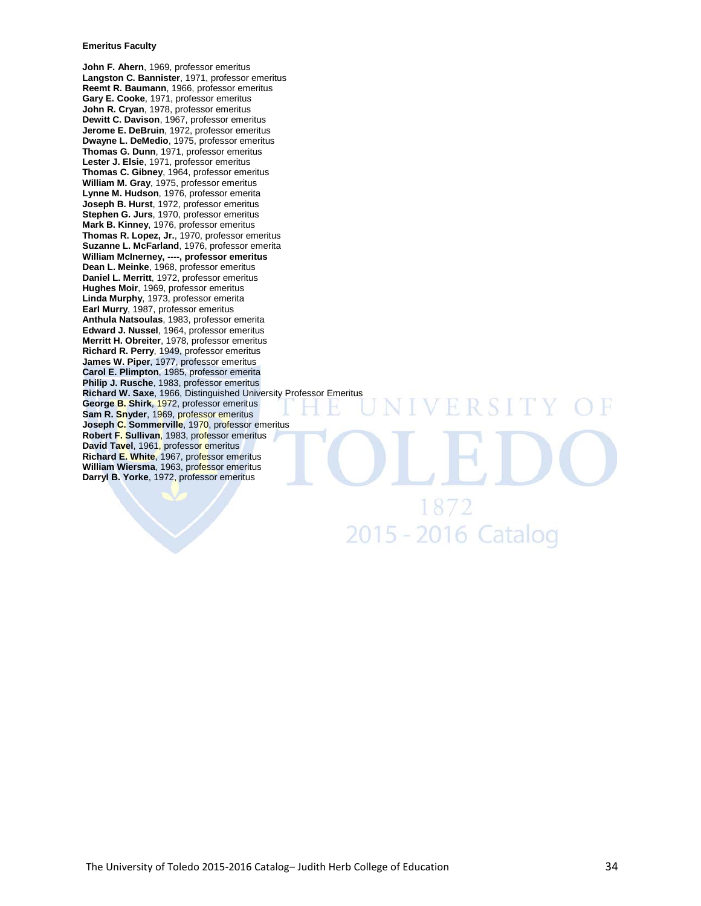**Emeritus Faculty**

**John F. Ahern**, 1969, professor emeritus
**Langston C. Bannister**, 1971, professor emeritus
**Reemt R. Baumann**, 1966, professor emeritus
**Gary E. Cooke**, 1971, professor emeritus
**John R. Cryan**, 1978, professor emeritus
**Dewitt C. Davison**, 1967, professor emeritus
**Jerome E. DeBruin**, 1972, professor emeritus
**Dwayne L. DeMedio**, 1975, professor emeritus
**Thomas G. Dunn**, 1971, professor emeritus
**Lester J. Elsie**, 1971, professor emeritus
**Thomas C. Gibney**, 1964, professor emeritus
**William M. Gray**, 1975, professor emeritus
**Lynne M. Hudson**, 1976, professor emerita
**Joseph B. Hurst**, 1972, professor emeritus
**Stephen G. Jurs**, 1970, professor emeritus
**Mark B. Kinney**, 1976, professor emeritus
**Thomas R. Lopez, Jr.**, 1970, professor emeritus
**Suzanne L. McFarland**, 1976, professor emerita
**William McInerney, ----, professor emeritus**
**Dean L. Meinke**, 1968, professor emeritus
**Daniel L. Merritt**, 1972, professor emeritus
**Hughes Moir**, 1969, professor emeritus
**Linda Murphy**, 1973, professor emerita
**Earl Murry**, 1987, professor emeritus
**Anthula Natsoulas**, 1983, professor emerita
**Edward J. Nussel**, 1964, professor emeritus
**Merritt H. Obreiter**, 1978, professor emeritus
**Richard R. Perry**, 1949, professor emeritus
**James W. Piper**, 1977, professor emeritus
**Carol E. Plimpton**, 1985, professor emerita
**Philip J. Rusche**, 1983, professor emeritus
**Richard W. Saxe**, 1966, Distinguished University Professor Emeritus
**George B. Shirk**, 1972, professor emeritus
**Sam R. Snyder**, 1969, professor emeritus
**Joseph C. Sommerville**, 1970, professor emeritus
**Robert F. Sullivan**, 1983, professor emeritus
**David Tavel**, 1961, professor emeritus
**Richard E. White**, 1967, professor emeritus
**William Wiersma**, 1963, professor emeritus
**Darryl B. Yorke**, 1972, professor emeritus